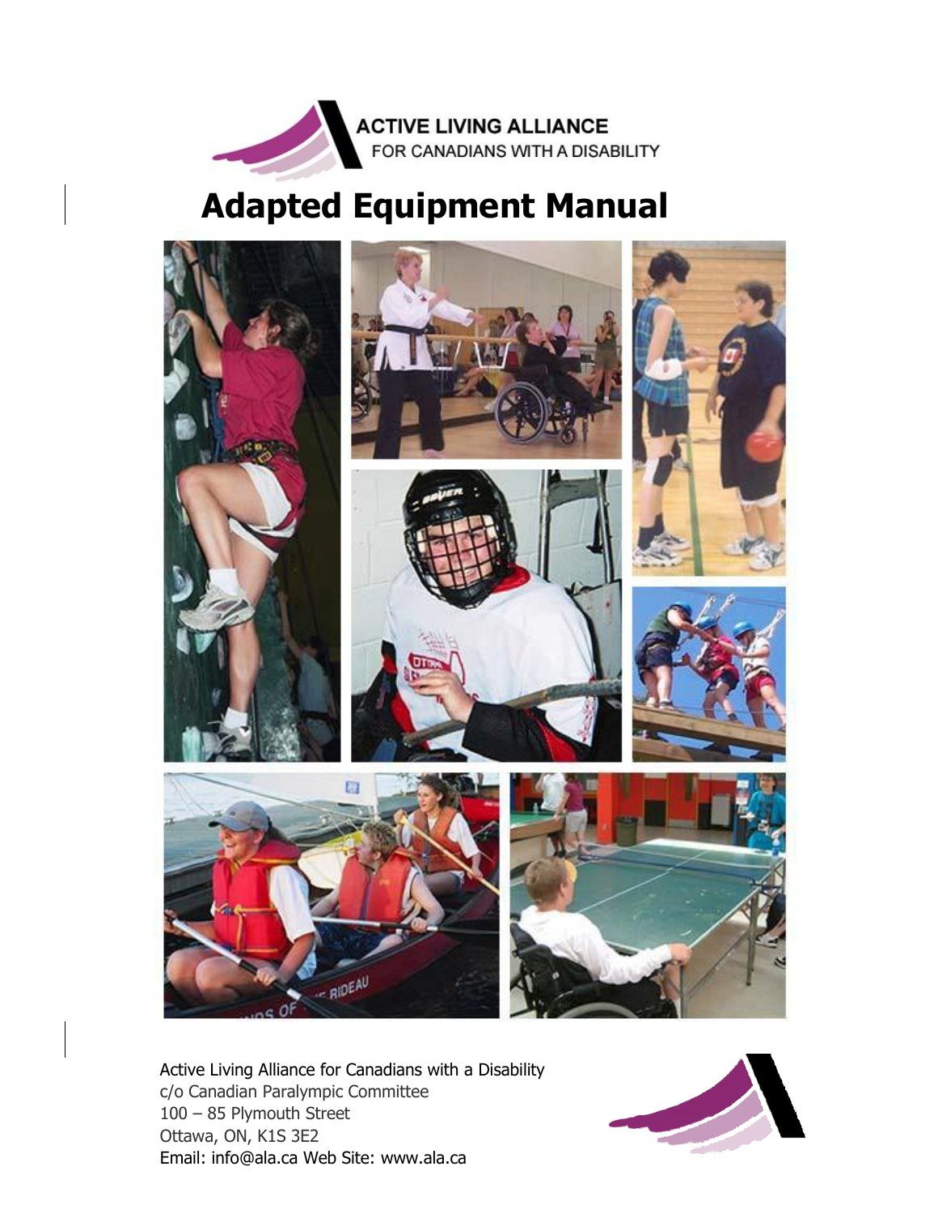ACTIVE LIVING ALLIANCE
FOR CANADIANS WITH A DISABILITY

# Adapted Equipment Manual

Active Living Alliance for Canadians with a Disability
c/o Canadian Paralympic Committee
100 – 85 Plymouth Street
Ottawa, ON, K1S 3E2
Email: info@ala.ca Web Site: www.ala.ca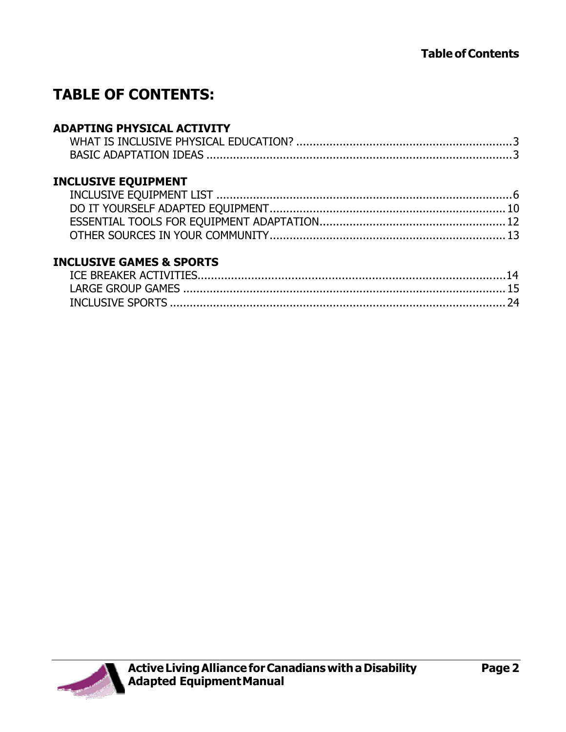# TABLE OF CONTENTS:

## ADAPTING PHYSICAL ACTIVITY

- WHAT IS INCLUSIVE PHYSICAL EDUCATION? ..... 3
- BASIC ADAPTATION IDEAS ..... 3

## INCLUSIVE EQUIPMENT

- INCLUSIVE EQUIPMENT LIST ..... 6
- DO IT YOURSELF ADAPTED EQUIPMENT ..... 10
- ESSENTIAL TOOLS FOR EQUIPMENT ADAPTATION ..... 12
- OTHER SOURCES IN YOUR COMMUNITY ..... 13

## INCLUSIVE GAMES & SPORTS

- ICE BREAKER ACTIVITIES ..... 14
- LARGE GROUP GAMES ..... 15
- INCLUSIVE SPORTS ..... 24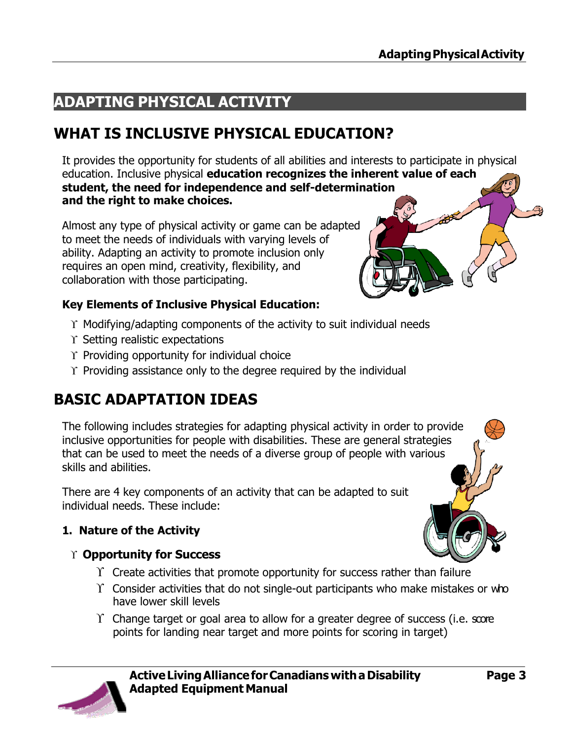# ADAPTING PHYSICAL ACTIVITY

## WHAT IS INCLUSIVE PHYSICAL EDUCATION?

It provides the opportunity for students of all abilities and interests to participate in physical education. Inclusive physical **education recognizes the inherent value of each student, the need for independence and self-determination and the right to make choices.**

Almost any type of physical activity or game can be adapted to meet the needs of individuals with varying levels of ability. Adapting an activity to promote inclusion only requires an open mind, creativity, flexibility, and collaboration with those participating.

**Key Elements of Inclusive Physical Education:**

- Modifying/adapting components of the activity to suit individual needs
- Setting realistic expectations
- Providing opportunity for individual choice
- Providing assistance only to the degree required by the individual

## BASIC ADAPTATION IDEAS

The following includes strategies for adapting physical activity in order to provide inclusive opportunities for people with disabilities. These are general strategies that can be used to meet the needs of a diverse group of people with various skills and abilities.

There are 4 key components of an activity that can be adapted to suit individual needs. These include:

**1. Nature of the Activity**

- **Opportunity for Success**
  - Create activities that promote opportunity for success rather than failure
  - Consider activities that do not single-out participants who make mistakes or who have lower skill levels
  - Change target or goal area to allow for a greater degree of success (i.e. score points for landing near target and more points for scoring in target)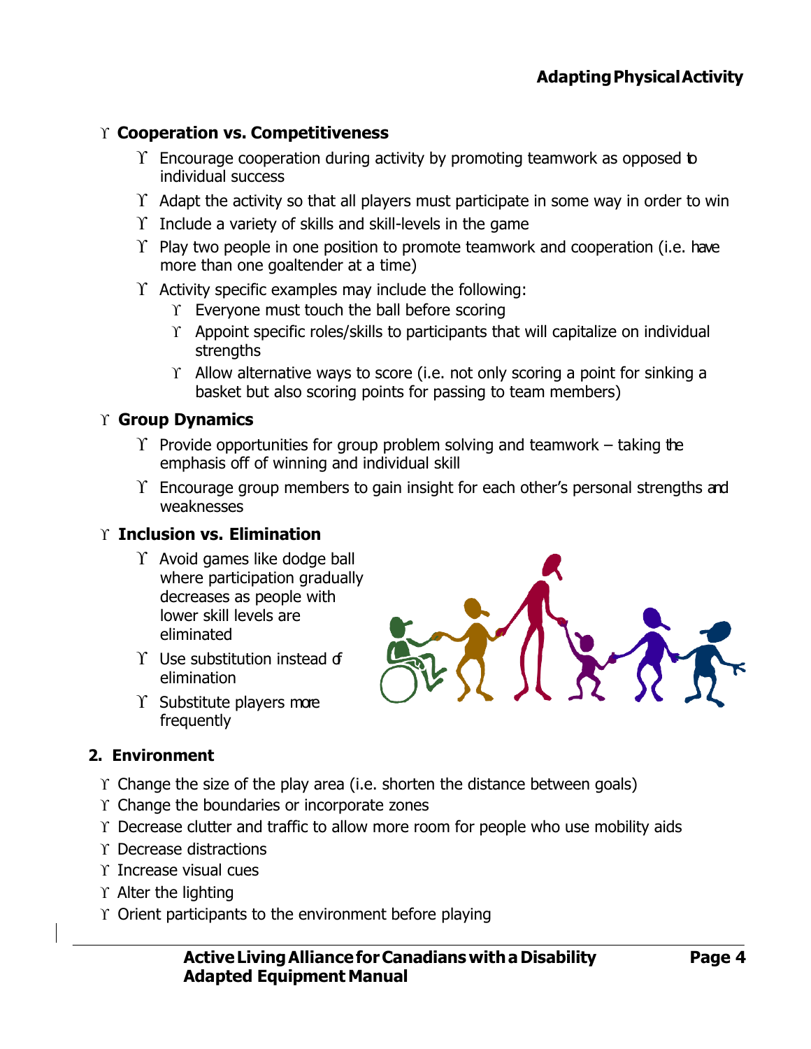- **Cooperation vs. Competitiveness**
  - Encourage cooperation during activity by promoting teamwork as opposed to individual success
  - Adapt the activity so that all players must participate in some way in order to win
  - Include a variety of skills and skill-levels in the game
  - Play two people in one position to promote teamwork and cooperation (i.e. have more than one goaltender at a time)
  - Activity specific examples may include the following:
    - Everyone must touch the ball before scoring
    - Appoint specific roles/skills to participants that will capitalize on individual strengths
    - Allow alternative ways to score (i.e. not only scoring a point for sinking a basket but also scoring points for passing to team members)
- **Group Dynamics**
  - Provide opportunities for group problem solving and teamwork – taking the emphasis off of winning and individual skill
  - Encourage group members to gain insight for each other's personal strengths and weaknesses
- **Inclusion vs. Elimination**
  - Avoid games like dodge ball where participation gradually decreases as people with lower skill levels are eliminated
  - Use substitution instead of elimination
  - Substitute players more frequently

## 2. Environment

- Change the size of the play area (i.e. shorten the distance between goals)
- Change the boundaries or incorporate zones
- Decrease clutter and traffic to allow more room for people who use mobility aids
- Decrease distractions
- Increase visual cues
- Alter the lighting
- Orient participants to the environment before playing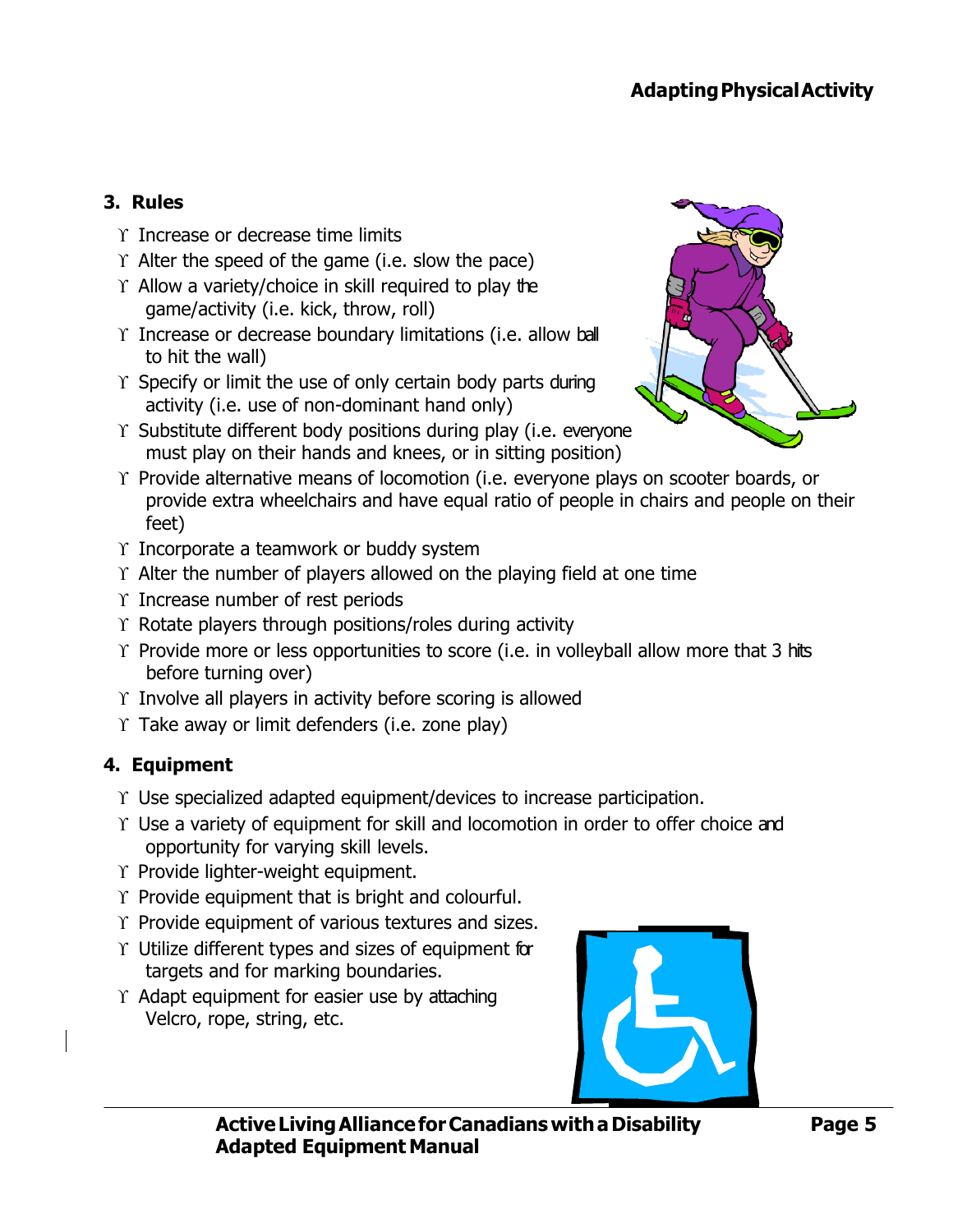### 3. Rules

- Increase or decrease time limits
- Alter the speed of the game (i.e. slow the pace)
- Allow a variety/choice in skill required to play the game/activity (i.e. kick, throw, roll)
- Increase or decrease boundary limitations (i.e. allow ball to hit the wall)
- Specify or limit the use of only certain body parts during activity (i.e. use of non-dominant hand only)
- Substitute different body positions during play (i.e. everyone must play on their hands and knees, or in sitting position)
- Provide alternative means of locomotion (i.e. everyone plays on scooter boards, or provide extra wheelchairs and have equal ratio of people in chairs and people on their feet)
- Incorporate a teamwork or buddy system
- Alter the number of players allowed on the playing field at one time
- Increase number of rest periods
- Rotate players through positions/roles during activity
- Provide more or less opportunities to score (i.e. in volleyball allow more that 3 hits before turning over)
- Involve all players in activity before scoring is allowed
- Take away or limit defenders (i.e. zone play)

### 4. Equipment

- Use specialized adapted equipment/devices to increase participation.
- Use a variety of equipment for skill and locomotion in order to offer choice and opportunity for varying skill levels.
- Provide lighter-weight equipment.
- Provide equipment that is bright and colourful.
- Provide equipment of various textures and sizes.
- Utilize different types and sizes of equipment for targets and for marking boundaries.
- Adapt equipment for easier use by attaching Velcro, rope, string, etc.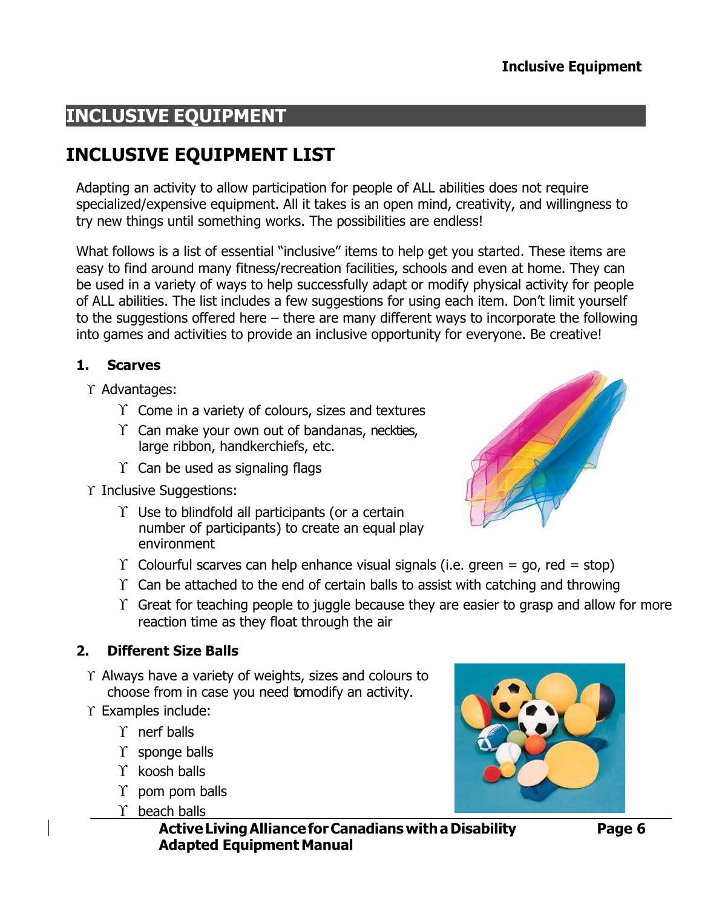## INCLUSIVE EQUIPMENT

# INCLUSIVE EQUIPMENT LIST

Adapting an activity to allow participation for people of ALL abilities does not require specialized/expensive equipment. All it takes is an open mind, creativity, and willingness to try new things until something works. The possibilities are endless!

What follows is a list of essential "inclusive" items to help get you started. These items are easy to find around many fitness/recreation facilities, schools and even at home. They can be used in a variety of ways to help successfully adapt or modify physical activity for people of ALL abilities. The list includes a few suggestions for using each item. Don't limit yourself to the suggestions offered here – there are many different ways to incorporate the following into games and activities to provide an inclusive opportunity for everyone. Be creative!

### 1. Scarves

- Advantages:
  - Come in a variety of colours, sizes and textures
  - Can make your own out of bandanas, neckties, large ribbon, handkerchiefs, etc.
  - Can be used as signaling flags
- Inclusive Suggestions:
  - Use to blindfold all participants (or a certain number of participants) to create an equal play environment
  - Colourful scarves can help enhance visual signals (i.e. green = go, red = stop)
  - Can be attached to the end of certain balls to assist with catching and throwing
  - Great for teaching people to juggle because they are easier to grasp and allow for more reaction time as they float through the air

### 2. Different Size Balls

- Always have a variety of weights, sizes and colours to choose from in case you need to modify an activity.
- Examples include:
  - nerf balls
  - sponge balls
  - koosh balls
  - pom pom balls
  - beach balls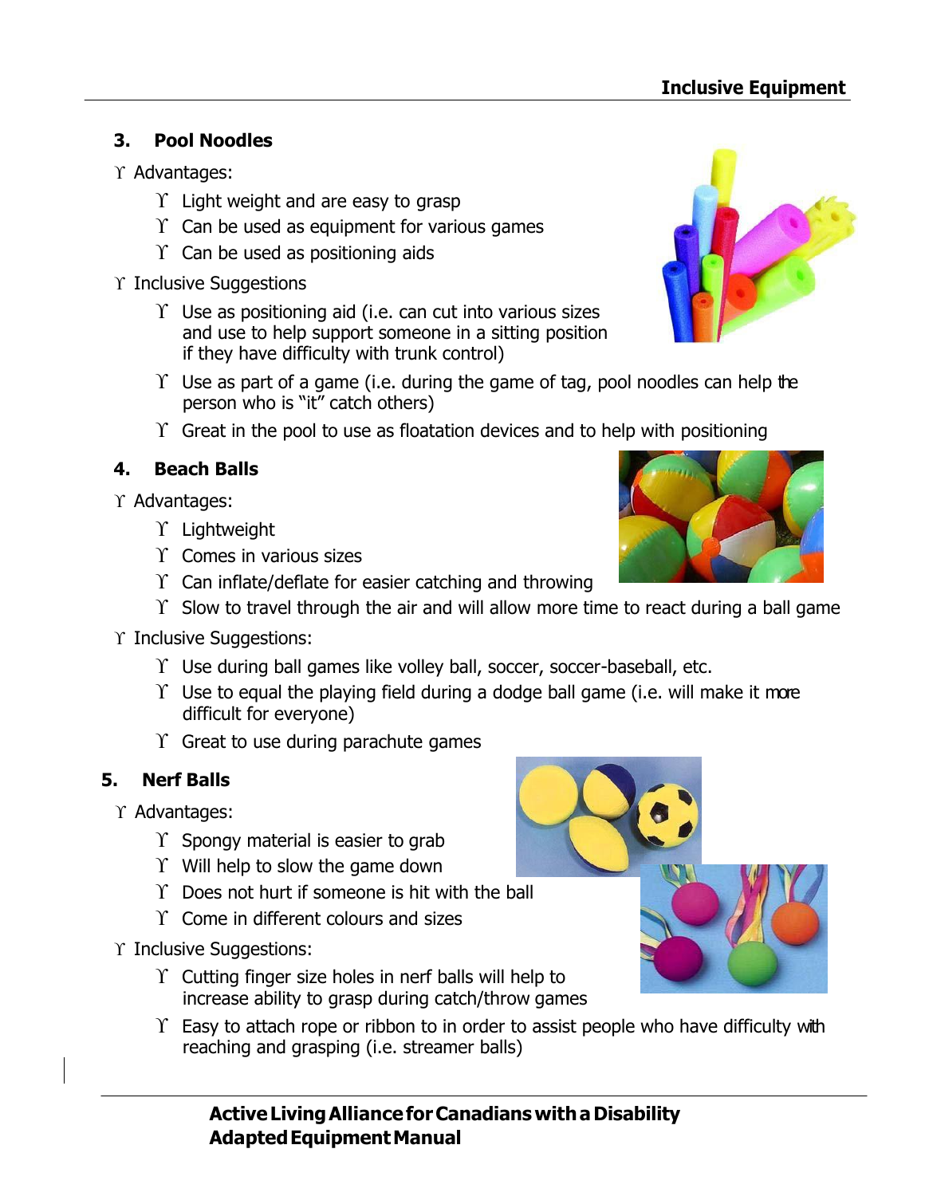### 3. Pool Noodles

- Advantages:
  - Light weight and are easy to grasp
  - Can be used as equipment for various games
  - Can be used as positioning aids
- Inclusive Suggestions
  - Use as positioning aid (i.e. can cut into various sizes and use to help support someone in a sitting position if they have difficulty with trunk control)
  - Use as part of a game (i.e. during the game of tag, pool noodles can help the person who is "it" catch others)
  - Great in the pool to use as floatation devices and to help with positioning

### 4. Beach Balls

- Advantages:
  - Lightweight
  - Comes in various sizes
  - Can inflate/deflate for easier catching and throwing
  - Slow to travel through the air and will allow more time to react during a ball game
- Inclusive Suggestions:
  - Use during ball games like volley ball, soccer, soccer-baseball, etc.
  - Use to equal the playing field during a dodge ball game (i.e. will make it more difficult for everyone)
  - Great to use during parachute games

### 5. Nerf Balls

- Advantages:
  - Spongy material is easier to grab
  - Will help to slow the game down
  - Does not hurt if someone is hit with the ball
  - Come in different colours and sizes
- Inclusive Suggestions:
  - Cutting finger size holes in nerf balls will help to increase ability to grasp during catch/throw games
  - Easy to attach rope or ribbon to in order to assist people who have difficulty with reaching and grasping (i.e. streamer balls)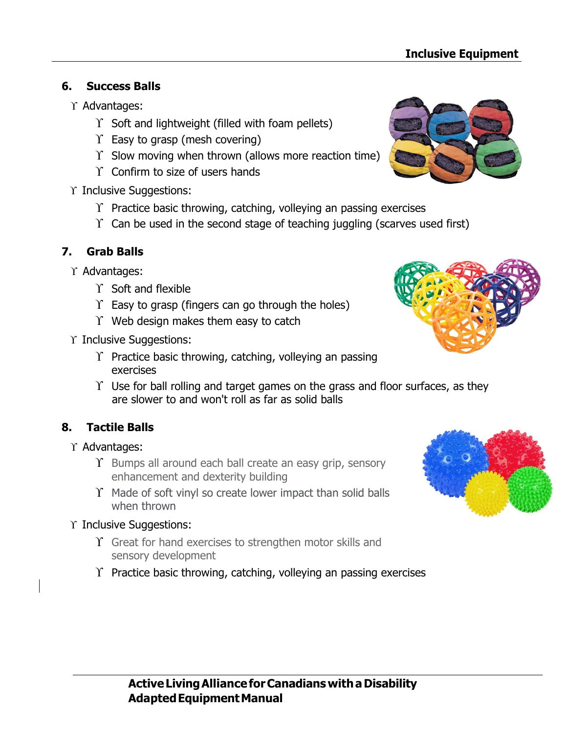### 6. Success Balls

- Advantages:
  - Soft and lightweight (filled with foam pellets)
  - Easy to grasp (mesh covering)
  - Slow moving when thrown (allows more reaction time)
  - Confirm to size of users hands
- Inclusive Suggestions:
  - Practice basic throwing, catching, volleying an passing exercises
  - Can be used in the second stage of teaching juggling (scarves used first)

### 7. Grab Balls

- Advantages:
  - Soft and flexible
  - Easy to grasp (fingers can go through the holes)
  - Web design makes them easy to catch
- Inclusive Suggestions:
  - Practice basic throwing, catching, volleying an passing exercises
  - Use for ball rolling and target games on the grass and floor surfaces, as they are slower to and won't roll as far as solid balls

### 8. Tactile Balls

- Advantages:
  - Bumps all around each ball create an easy grip, sensory enhancement and dexterity building
  - Made of soft vinyl so create lower impact than solid balls when thrown
- Inclusive Suggestions:
  - Great for hand exercises to strengthen motor skills and sensory development
  - Practice basic throwing, catching, volleying an passing exercises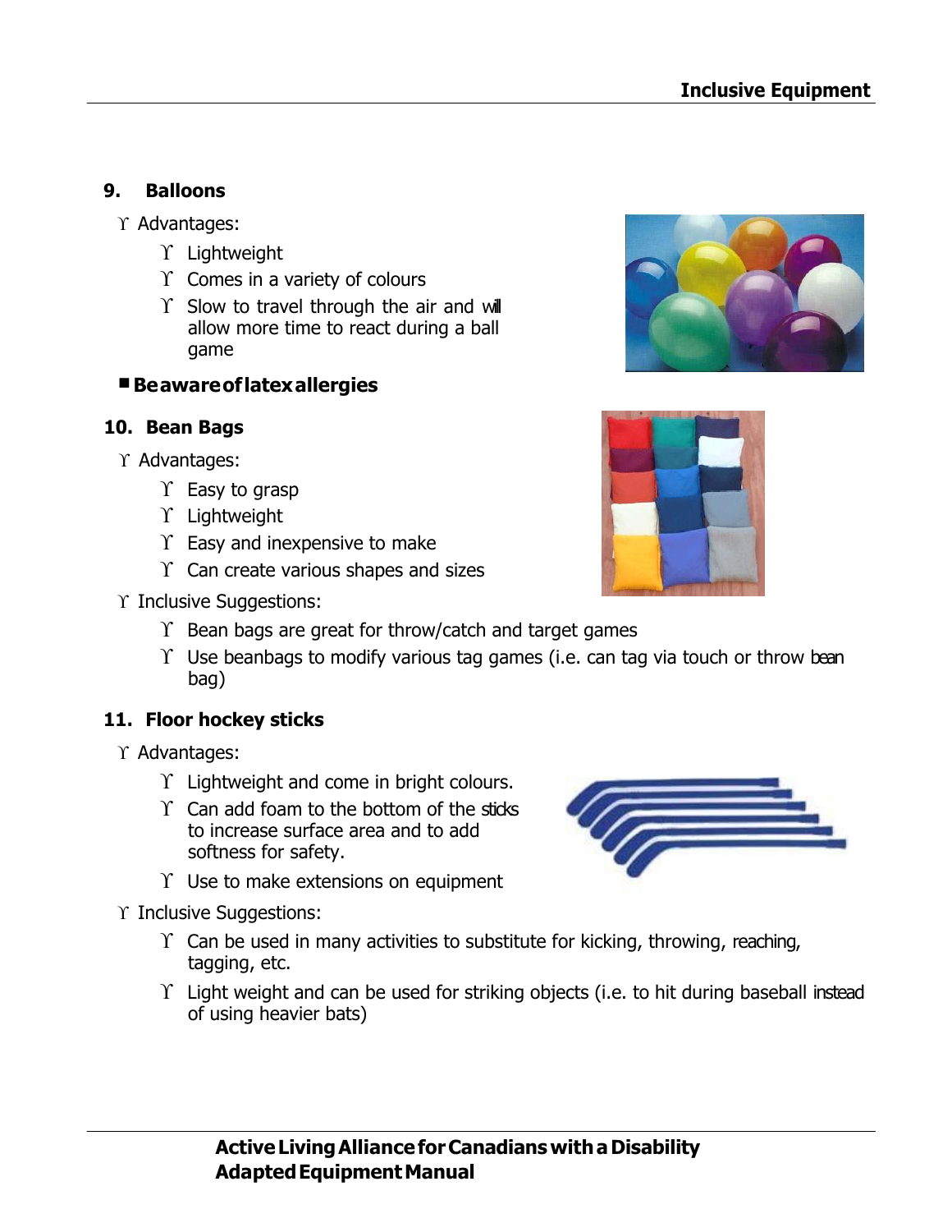## 9. Balloons

- Advantages:
  - Lightweight
  - Comes in a variety of colours
  - Slow to travel through the air and will allow more time to react during a ball game

**Be aware of latex allergies**

## 10. Bean Bags

- Advantages:
  - Easy to grasp
  - Lightweight
  - Easy and inexpensive to make
  - Can create various shapes and sizes
- Inclusive Suggestions:
  - Bean bags are great for throw/catch and target games
  - Use beanbags to modify various tag games (i.e. can tag via touch or throw bean bag)

## 11. Floor hockey sticks

- Advantages:
  - Lightweight and come in bright colours.
  - Can add foam to the bottom of the sticks to increase surface area and to add softness for safety.
  - Use to make extensions on equipment
- Inclusive Suggestions:
  - Can be used in many activities to substitute for kicking, throwing, reaching, tagging, etc.
  - Light weight and can be used for striking objects (i.e. to hit during baseball instead of using heavier bats)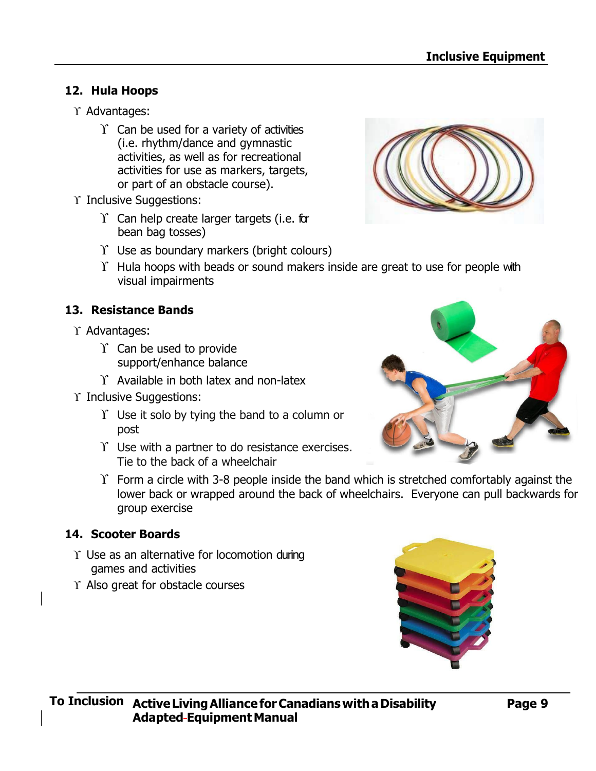### 12. Hula Hoops

- Advantages:
  - Can be used for a variety of activities (i.e. rhythm/dance and gymnastic activities, as well as for recreational activities for use as markers, targets, or part of an obstacle course).
- Inclusive Suggestions:
  - Can help create larger targets (i.e. for bean bag tosses)
  - Use as boundary markers (bright colours)
  - Hula hoops with beads or sound makers inside are great to use for people with visual impairments

### 13. Resistance Bands

- Advantages:
  - Can be used to provide support/enhance balance
  - Available in both latex and non-latex
- Inclusive Suggestions:
  - Use it solo by tying the band to a column or post
  - Use with a partner to do resistance exercises. Tie to the back of a wheelchair
  - Form a circle with 3-8 people inside the band which is stretched comfortably against the lower back or wrapped around the back of wheelchairs. Everyone can pull backwards for group exercise

### 14. Scooter Boards

- Use as an alternative for locomotion during games and activities
- Also great for obstacle courses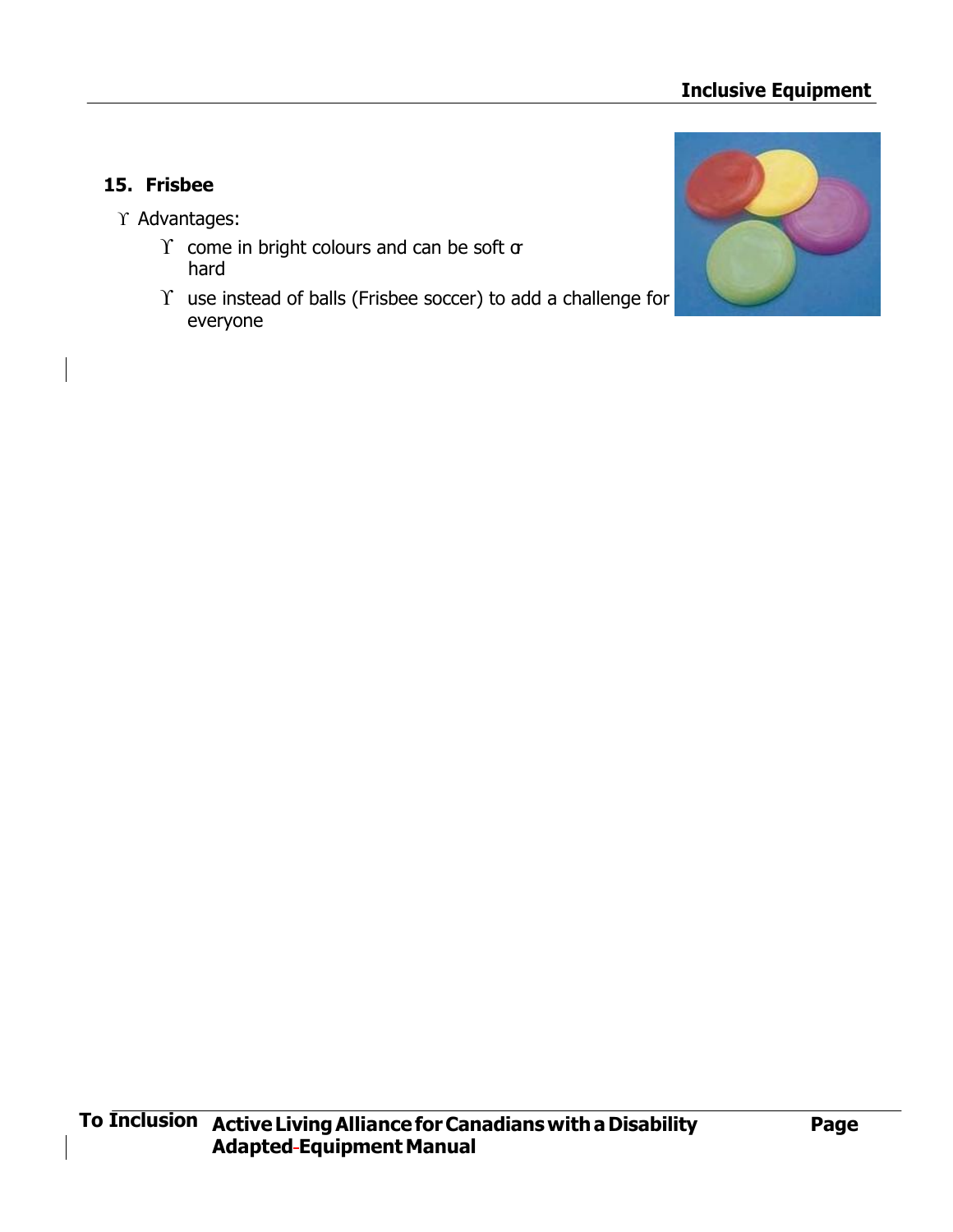## 15. Frisbee

- Advantages:
  - come in bright colours and can be soft or hard
  - use instead of balls (Frisbee soccer) to add a challenge for everyone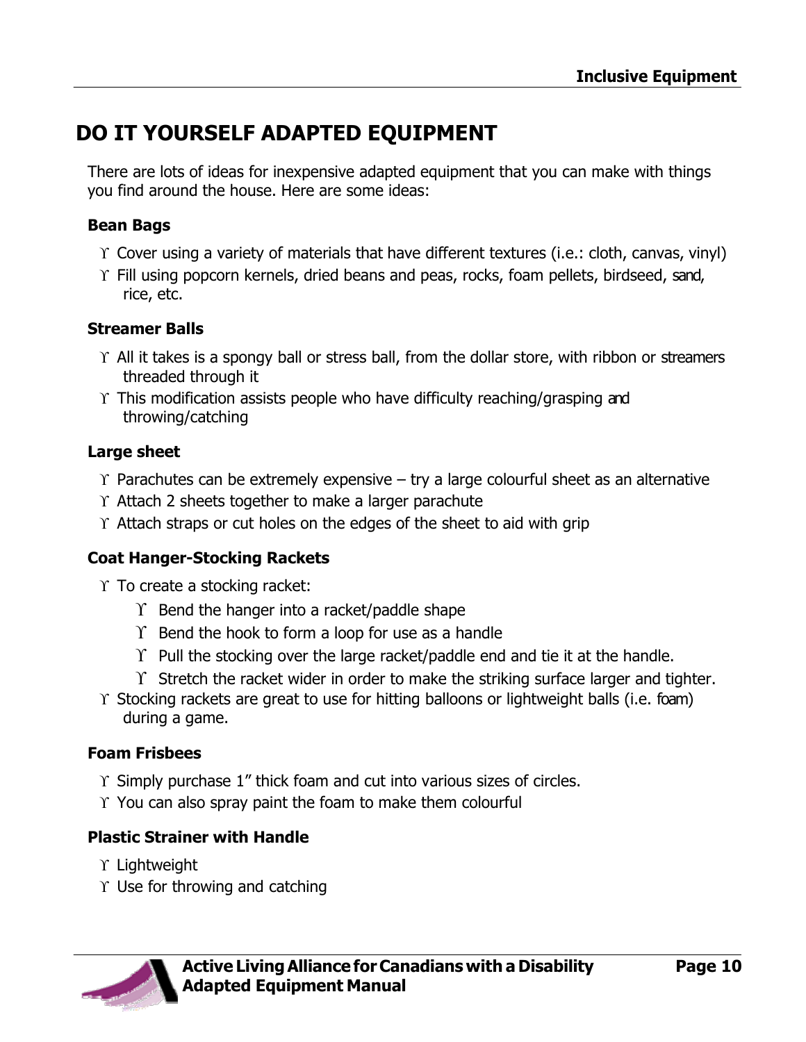# DO IT YOURSELF ADAPTED EQUIPMENT

There are lots of ideas for inexpensive adapted equipment that you can make with things you find around the house. Here are some ideas:

### Bean Bags

- Cover using a variety of materials that have different textures (i.e.: cloth, canvas, vinyl)
- Fill using popcorn kernels, dried beans and peas, rocks, foam pellets, birdseed, sand, rice, etc.

### Streamer Balls

- All it takes is a spongy ball or stress ball, from the dollar store, with ribbon or streamers threaded through it
- This modification assists people who have difficulty reaching/grasping and throwing/catching

### Large sheet

- Parachutes can be extremely expensive – try a large colourful sheet as an alternative
- Attach 2 sheets together to make a larger parachute
- Attach straps or cut holes on the edges of the sheet to aid with grip

### Coat Hanger-Stocking Rackets

- To create a stocking racket:
  - Bend the hanger into a racket/paddle shape
  - Bend the hook to form a loop for use as a handle
  - Pull the stocking over the large racket/paddle end and tie it at the handle.
  - Stretch the racket wider in order to make the striking surface larger and tighter.
- Stocking rackets are great to use for hitting balloons or lightweight balls (i.e. foam) during a game.

### Foam Frisbees

- Simply purchase 1" thick foam and cut into various sizes of circles.
- You can also spray paint the foam to make them colourful

### Plastic Strainer with Handle

- Lightweight
- Use for throwing and catching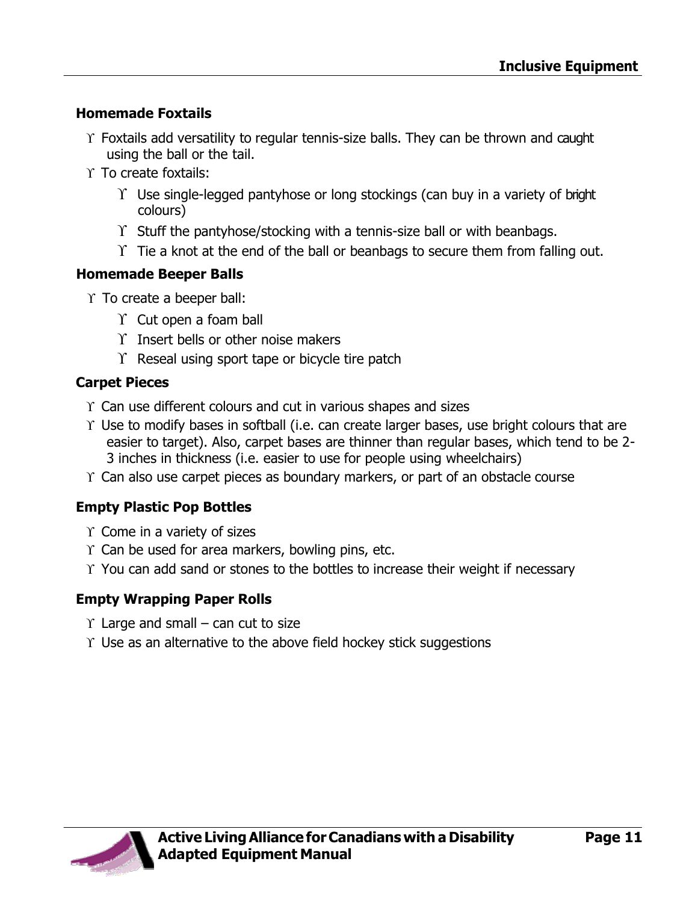### Homemade Foxtails

- Foxtails add versatility to regular tennis-size balls. They can be thrown and caught using the ball or the tail.
- To create foxtails:
  - Use single-legged pantyhose or long stockings (can buy in a variety of bright colours)
  - Stuff the pantyhose/stocking with a tennis-size ball or with beanbags.
  - Tie a knot at the end of the ball or beanbags to secure them from falling out.

### Homemade Beeper Balls

- To create a beeper ball:
  - Cut open a foam ball
  - Insert bells or other noise makers
  - Reseal using sport tape or bicycle tire patch

### Carpet Pieces

- Can use different colours and cut in various shapes and sizes
- Use to modify bases in softball (i.e. can create larger bases, use bright colours that are easier to target). Also, carpet bases are thinner than regular bases, which tend to be 2-3 inches in thickness (i.e. easier to use for people using wheelchairs)
- Can also use carpet pieces as boundary markers, or part of an obstacle course

### Empty Plastic Pop Bottles

- Come in a variety of sizes
- Can be used for area markers, bowling pins, etc.
- You can add sand or stones to the bottles to increase their weight if necessary

### Empty Wrapping Paper Rolls

- Large and small – can cut to size
- Use as an alternative to the above field hockey stick suggestions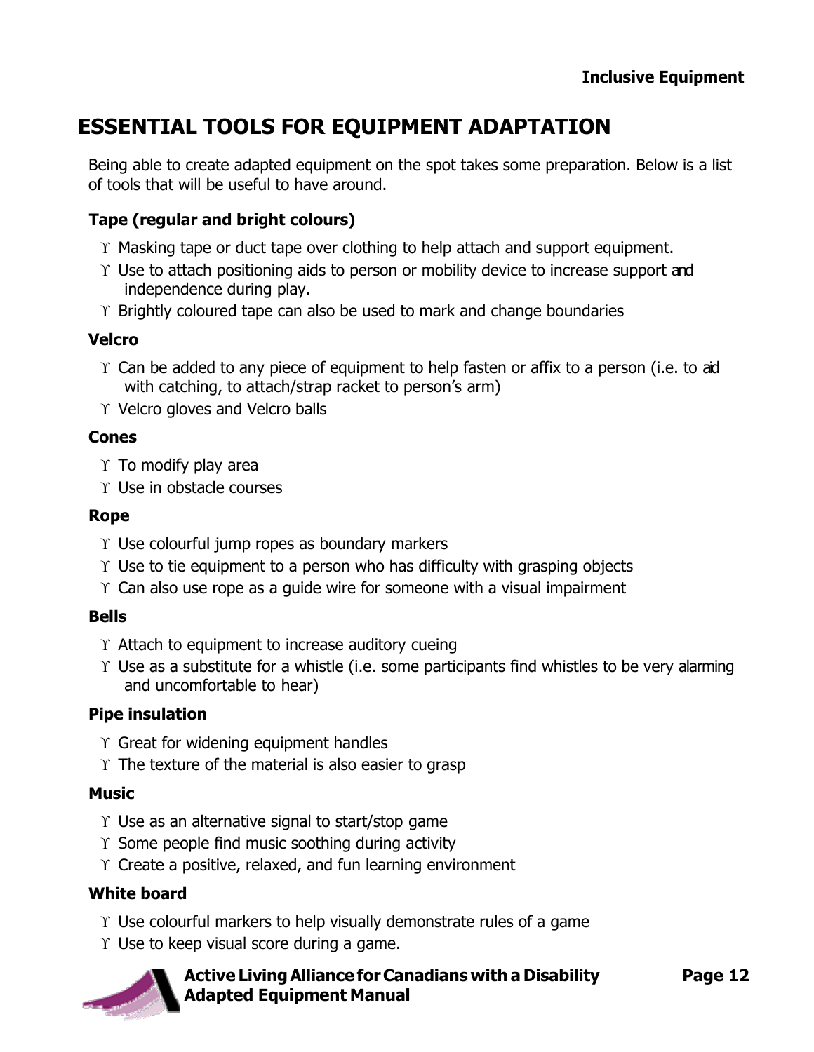# ESSENTIAL TOOLS FOR EQUIPMENT ADAPTATION

Being able to create adapted equipment on the spot takes some preparation. Below is a list of tools that will be useful to have around.

### Tape (regular and bright colours)

- Masking tape or duct tape over clothing to help attach and support equipment.
- Use to attach positioning aids to person or mobility device to increase support and independence during play.
- Brightly coloured tape can also be used to mark and change boundaries

### Velcro

- Can be added to any piece of equipment to help fasten or affix to a person (i.e. to aid with catching, to attach/strap racket to person's arm)
- Velcro gloves and Velcro balls

### Cones

- To modify play area
- Use in obstacle courses

### Rope

- Use colourful jump ropes as boundary markers
- Use to tie equipment to a person who has difficulty with grasping objects
- Can also use rope as a guide wire for someone with a visual impairment

### Bells

- Attach to equipment to increase auditory cueing
- Use as a substitute for a whistle (i.e. some participants find whistles to be very alarming and uncomfortable to hear)

### Pipe insulation

- Great for widening equipment handles
- The texture of the material is also easier to grasp

### Music

- Use as an alternative signal to start/stop game
- Some people find music soothing during activity
- Create a positive, relaxed, and fun learning environment

### White board

- Use colourful markers to help visually demonstrate rules of a game
- Use to keep visual score during a game.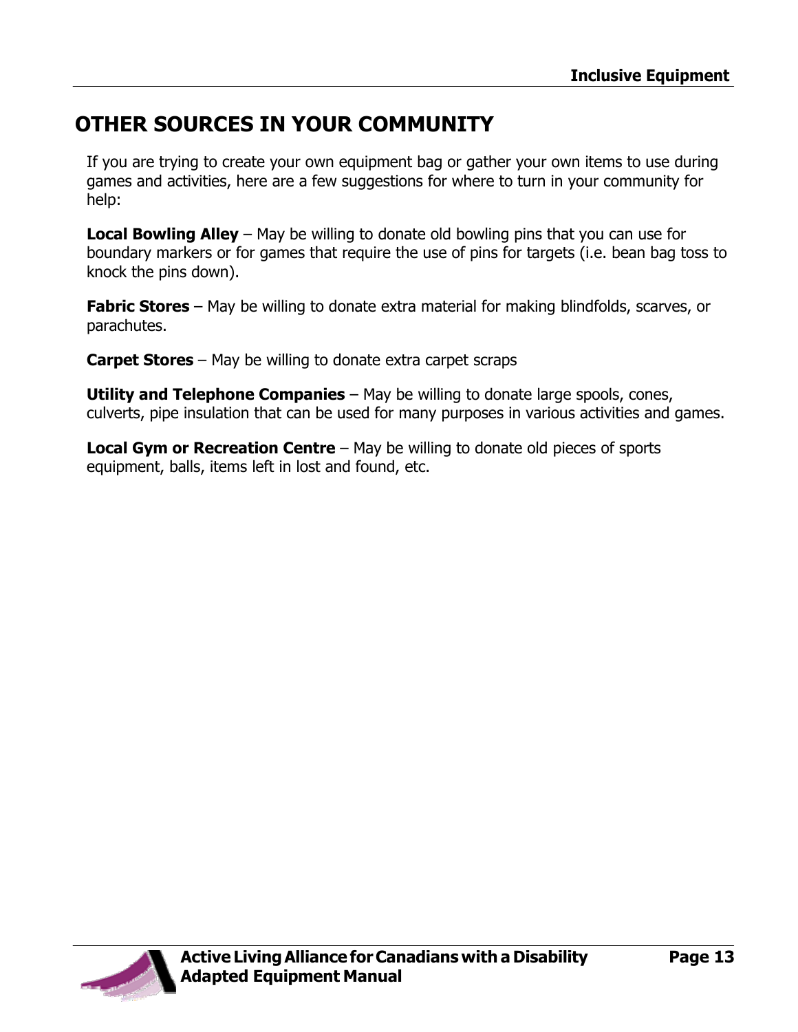# OTHER SOURCES IN YOUR COMMUNITY

If you are trying to create your own equipment bag or gather your own items to use during games and activities, here are a few suggestions for where to turn in your community for help:

**Local Bowling Alley** – May be willing to donate old bowling pins that you can use for boundary markers or for games that require the use of pins for targets (i.e. bean bag toss to knock the pins down).

**Fabric Stores** – May be willing to donate extra material for making blindfolds, scarves, or parachutes.

**Carpet Stores** – May be willing to donate extra carpet scraps

**Utility and Telephone Companies** – May be willing to donate large spools, cones, culverts, pipe insulation that can be used for many purposes in various activities and games.

**Local Gym or Recreation Centre** – May be willing to donate old pieces of sports equipment, balls, items left in lost and found, etc.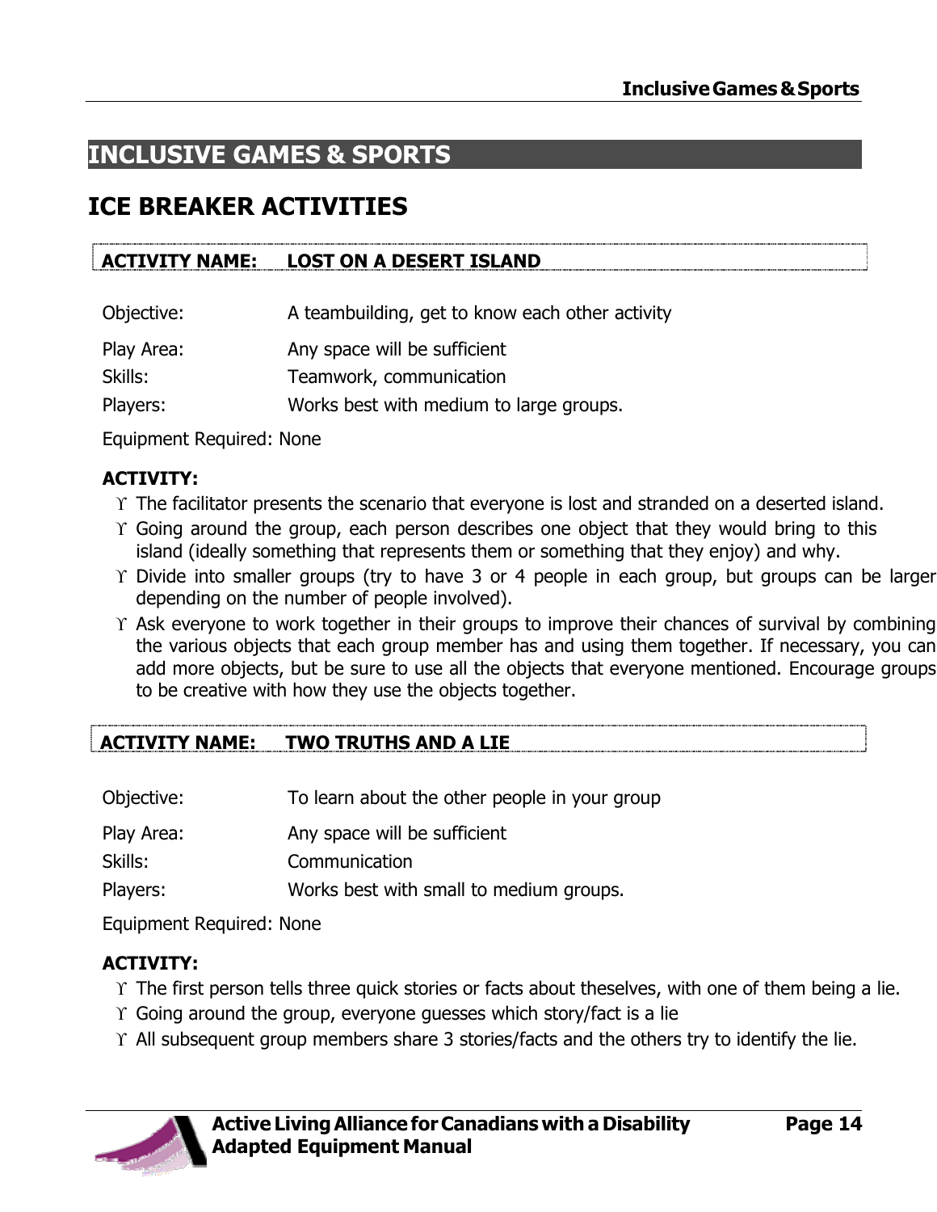# INCLUSIVE GAMES & SPORTS

## ICE BREAKER ACTIVITIES

### ACTIVITY NAME: LOST ON A DESERT ISLAND

Objective: A teambuilding, get to know each other activity

Play Area: Any space will be sufficient

Skills: Teamwork, communication

Players: Works best with medium to large groups.

Equipment Required: None

**ACTIVITY:**

- The facilitator presents the scenario that everyone is lost and stranded on a deserted island.
- Going around the group, each person describes one object that they would bring to this island (ideally something that represents them or something that they enjoy) and why.
- Divide into smaller groups (try to have 3 or 4 people in each group, but groups can be larger depending on the number of people involved).
- Ask everyone to work together in their groups to improve their chances of survival by combining the various objects that each group member has and using them together. If necessary, you can add more objects, but be sure to use all the objects that everyone mentioned. Encourage groups to be creative with how they use the objects together.

### ACTIVITY NAME: TWO TRUTHS AND A LIE

Objective: To learn about the other people in your group

Play Area: Any space will be sufficient

Skills: Communication

Players: Works best with small to medium groups.

Equipment Required: None

**ACTIVITY:**

- The first person tells three quick stories or facts about theselves, with one of them being a lie.
- Going around the group, everyone guesses which story/fact is a lie
- All subsequent group members share 3 stories/facts and the others try to identify the lie.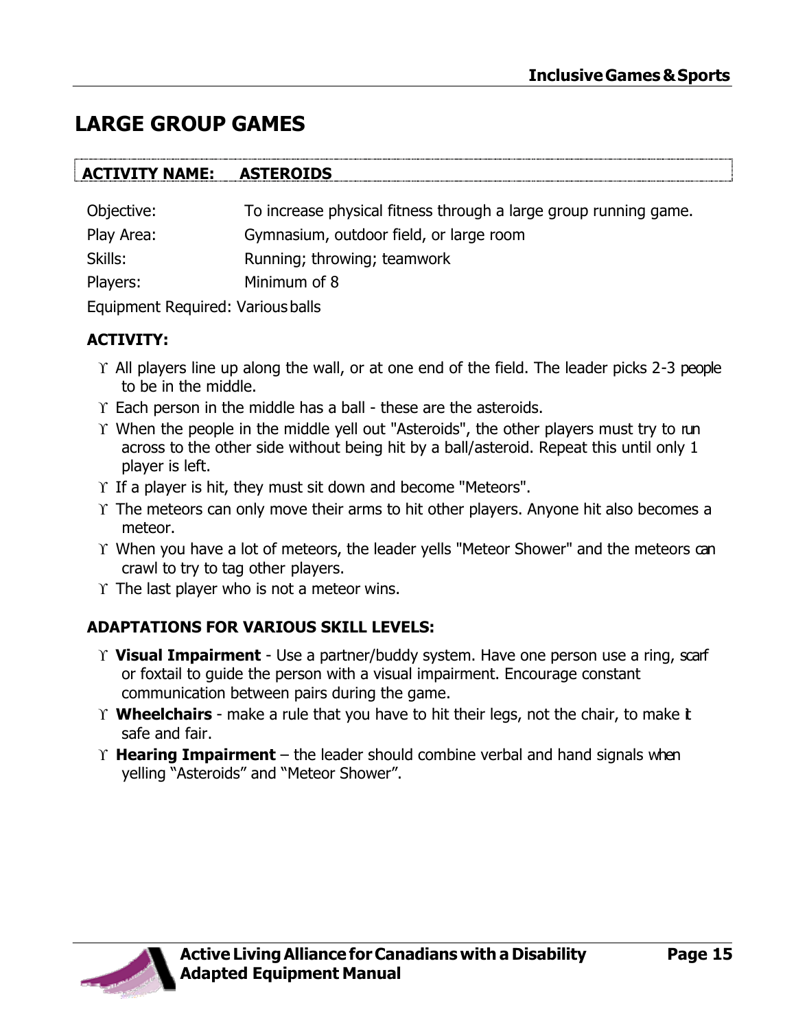# LARGE GROUP GAMES

## ACTIVITY NAME: ASTEROIDS

Objective: To increase physical fitness through a large group running game.

Play Area: Gymnasium, outdoor field, or large room

Skills: Running; throwing; teamwork

Players: Minimum of 8

Equipment Required: Various balls

### ACTIVITY:

- All players line up along the wall, or at one end of the field. The leader picks 2-3 people to be in the middle.
- Each person in the middle has a ball - these are the asteroids.
- When the people in the middle yell out "Asteroids", the other players must try to run across to the other side without being hit by a ball/asteroid. Repeat this until only 1 player is left.
- If a player is hit, they must sit down and become "Meteors".
- The meteors can only move their arms to hit other players. Anyone hit also becomes a meteor.
- When you have a lot of meteors, the leader yells "Meteor Shower" and the meteors can crawl to try to tag other players.
- The last player who is not a meteor wins.

### ADAPTATIONS FOR VARIOUS SKILL LEVELS:

- **Visual Impairment** - Use a partner/buddy system. Have one person use a ring, scarf or foxtail to guide the person with a visual impairment. Encourage constant communication between pairs during the game.
- **Wheelchairs** - make a rule that you have to hit their legs, not the chair, to make it safe and fair.
- **Hearing Impairment** – the leader should combine verbal and hand signals when yelling “Asteroids” and “Meteor Shower”.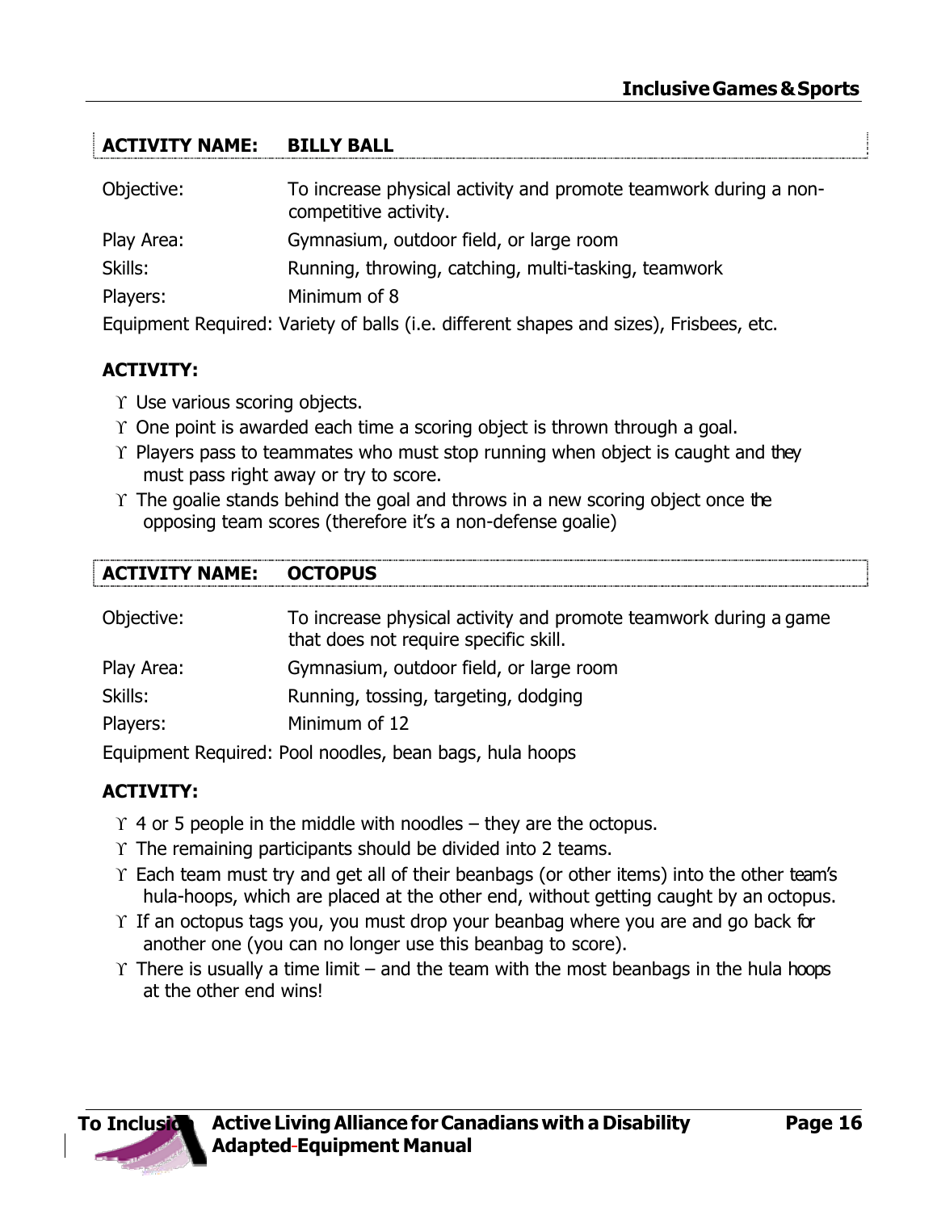## ACTIVITY NAME: BILLY BALL

Objective: To increase physical activity and promote teamwork during a non-competitive activity.

Play Area: Gymnasium, outdoor field, or large room

Skills: Running, throwing, catching, multi-tasking, teamwork

Players: Minimum of 8

Equipment Required: Variety of balls (i.e. different shapes and sizes), Frisbees, etc.

**ACTIVITY:**

- Use various scoring objects.
- One point is awarded each time a scoring object is thrown through a goal.
- Players pass to teammates who must stop running when object is caught and they must pass right away or try to score.
- The goalie stands behind the goal and throws in a new scoring object once the opposing team scores (therefore it's a non-defense goalie)

## ACTIVITY NAME: OCTOPUS

Objective: To increase physical activity and promote teamwork during a game that does not require specific skill.

Play Area: Gymnasium, outdoor field, or large room

Skills: Running, tossing, targeting, dodging

Players: Minimum of 12

Equipment Required: Pool noodles, bean bags, hula hoops

**ACTIVITY:**

- 4 or 5 people in the middle with noodles – they are the octopus.
- The remaining participants should be divided into 2 teams.
- Each team must try and get all of their beanbags (or other items) into the other team's hula-hoops, which are placed at the other end, without getting caught by an octopus.
- If an octopus tags you, you must drop your beanbag where you are and go back for another one (you can no longer use this beanbag to score).
- There is usually a time limit – and the team with the most beanbags in the hula hoops at the other end wins!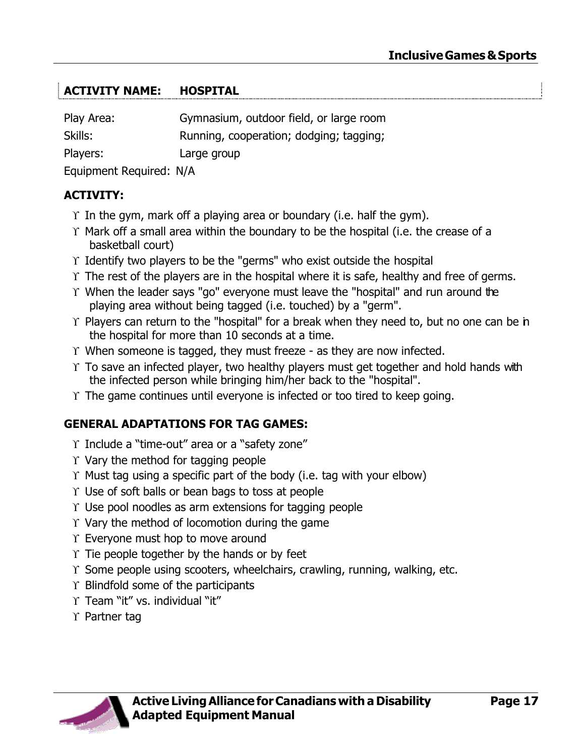## ACTIVITY NAME: HOSPITAL

Play Area: Gymnasium, outdoor field, or large room

Skills: Running, cooperation; dodging; tagging;

Players: Large group

Equipment Required: N/A

### ACTIVITY:

- In the gym, mark off a playing area or boundary (i.e. half the gym).
- Mark off a small area within the boundary to be the hospital (i.e. the crease of a basketball court)
- Identify two players to be the "germs" who exist outside the hospital
- The rest of the players are in the hospital where it is safe, healthy and free of germs.
- When the leader says "go" everyone must leave the "hospital" and run around the playing area without being tagged (i.e. touched) by a "germ".
- Players can return to the "hospital" for a break when they need to, but no one can be in the hospital for more than 10 seconds at a time.
- When someone is tagged, they must freeze - as they are now infected.
- To save an infected player, two healthy players must get together and hold hands with the infected person while bringing him/her back to the "hospital".
- The game continues until everyone is infected or too tired to keep going.

### GENERAL ADAPTATIONS FOR TAG GAMES:

- Include a "time-out" area or a "safety zone"
- Vary the method for tagging people
- Must tag using a specific part of the body (i.e. tag with your elbow)
- Use of soft balls or bean bags to toss at people
- Use pool noodles as arm extensions for tagging people
- Vary the method of locomotion during the game
- Everyone must hop to move around
- Tie people together by the hands or by feet
- Some people using scooters, wheelchairs, crawling, running, walking, etc.
- Blindfold some of the participants
- Team "it" vs. individual "it"
- Partner tag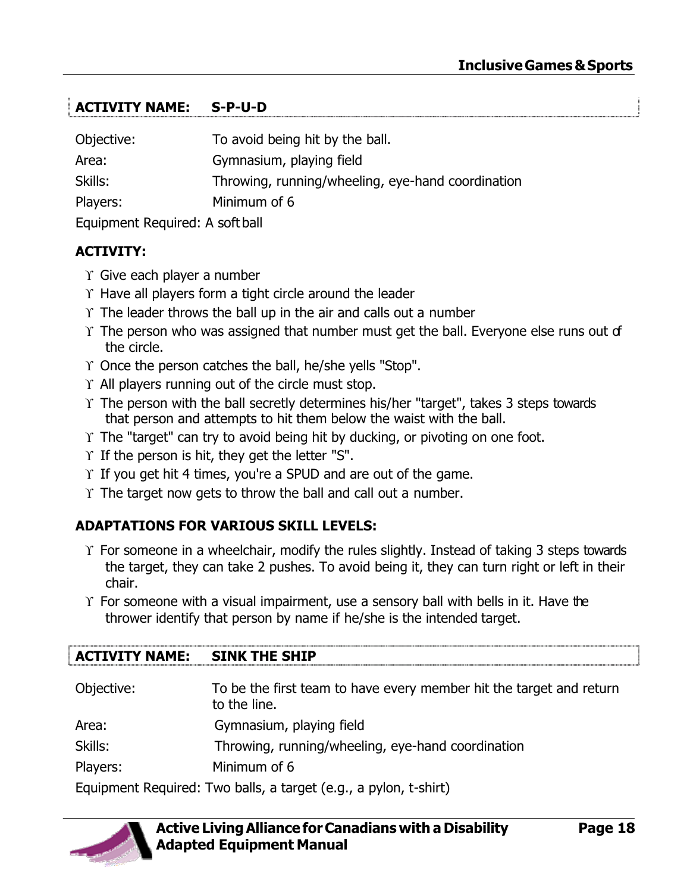## ACTIVITY NAME: S-P-U-D

Objective: To avoid being hit by the ball.

Area: Gymnasium, playing field

Skills: Throwing, running/wheeling, eye-hand coordination

Players: Minimum of 6

Equipment Required: A soft ball

**ACTIVITY:**

- Give each player a number
- Have all players form a tight circle around the leader
- The leader throws the ball up in the air and calls out a number
- The person who was assigned that number must get the ball. Everyone else runs out of the circle.
- Once the person catches the ball, he/she yells "Stop".
- All players running out of the circle must stop.
- The person with the ball secretly determines his/her "target", takes 3 steps towards that person and attempts to hit them below the waist with the ball.
- The "target" can try to avoid being hit by ducking, or pivoting on one foot.
- If the person is hit, they get the letter "S".
- If you get hit 4 times, you're a SPUD and are out of the game.
- The target now gets to throw the ball and call out a number.

**ADAPTATIONS FOR VARIOUS SKILL LEVELS:**

- For someone in a wheelchair, modify the rules slightly. Instead of taking 3 steps towards the target, they can take 2 pushes. To avoid being it, they can turn right or left in their chair.
- For someone with a visual impairment, use a sensory ball with bells in it. Have the thrower identify that person by name if he/she is the intended target.

## ACTIVITY NAME: SINK THE SHIP

Objective: To be the first team to have every member hit the target and return to the line.

Area: Gymnasium, playing field

Skills: Throwing, running/wheeling, eye-hand coordination

Players: Minimum of 6

Equipment Required: Two balls, a target (e.g., a pylon, t-shirt)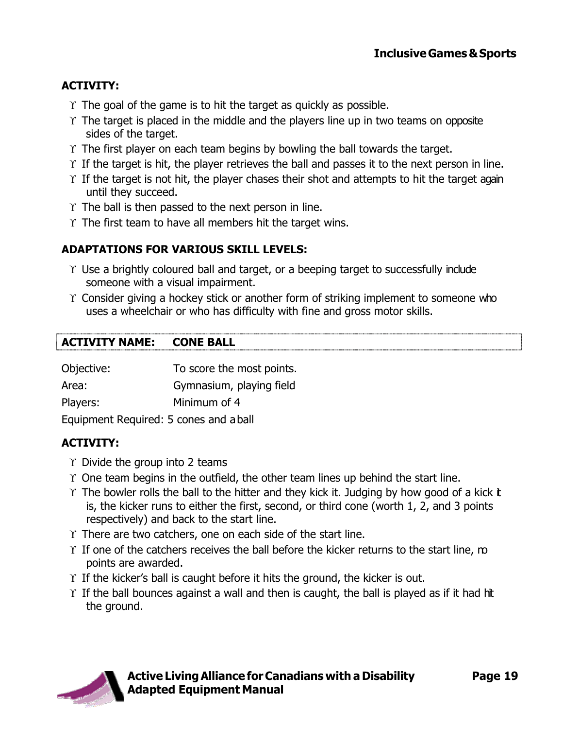**ACTIVITY:**

- The goal of the game is to hit the target as quickly as possible.
- The target is placed in the middle and the players line up in two teams on opposite sides of the target.
- The first player on each team begins by bowling the ball towards the target.
- If the target is hit, the player retrieves the ball and passes it to the next person in line.
- If the target is not hit, the player chases their shot and attempts to hit the target again until they succeed.
- The ball is then passed to the next person in line.
- The first team to have all members hit the target wins.

**ADAPTATIONS FOR VARIOUS SKILL LEVELS:**

- Use a brightly coloured ball and target, or a beeping target to successfully include someone with a visual impairment.
- Consider giving a hockey stick or another form of striking implement to someone who uses a wheelchair or who has difficulty with fine and gross motor skills.

| **ACTIVITY NAME:** | **CONE BALL** |
|---|---|

Objective: To score the most points.

Area: Gymnasium, playing field

Players: Minimum of 4

Equipment Required: 5 cones and a ball

**ACTIVITY:**

- Divide the group into 2 teams
- One team begins in the outfield, the other team lines up behind the start line.
- The bowler rolls the ball to the hitter and they kick it. Judging by how good of a kick it is, the kicker runs to either the first, second, or third cone (worth 1, 2, and 3 points respectively) and back to the start line.
- There are two catchers, one on each side of the start line.
- If one of the catchers receives the ball before the kicker returns to the start line, no points are awarded.
- If the kicker's ball is caught before it hits the ground, the kicker is out.
- If the ball bounces against a wall and then is caught, the ball is played as if it had hit the ground.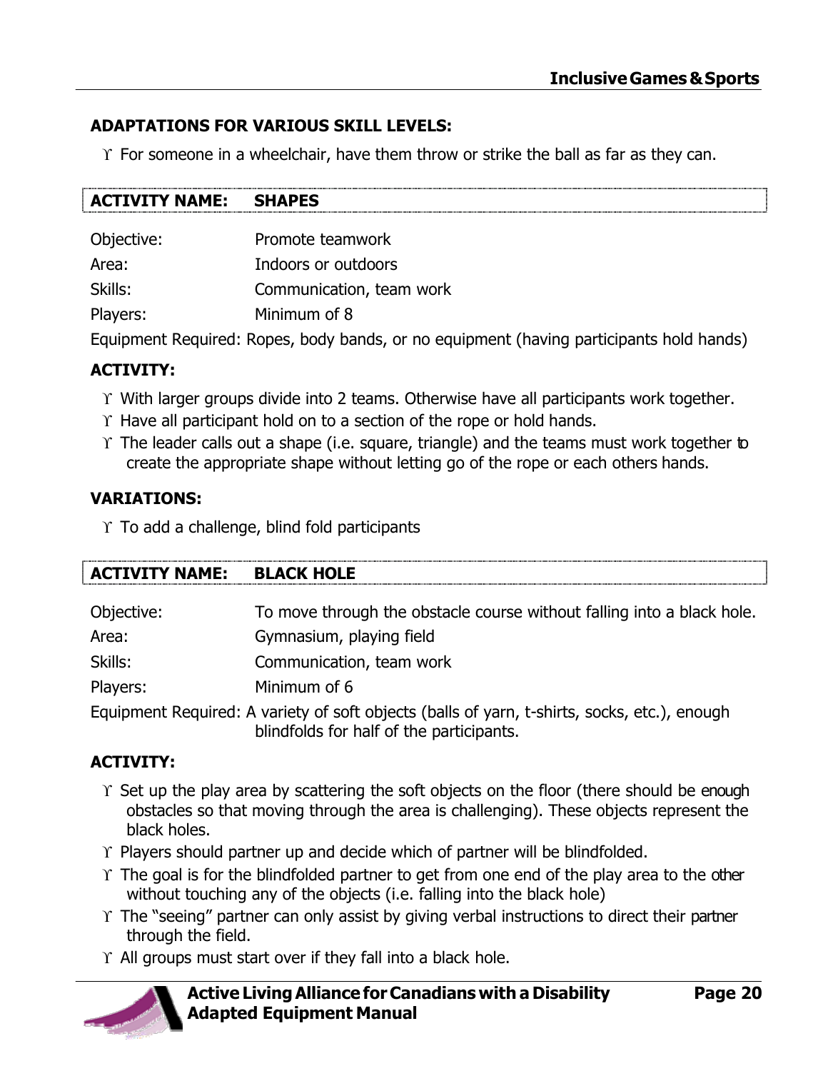**ADAPTATIONS FOR VARIOUS SKILL LEVELS:**

- For someone in a wheelchair, have them throw or strike the ball as far as they can.

### ACTIVITY NAME: SHAPES

Objective: Promote teamwork

Area: Indoors or outdoors

Skills: Communication, team work

Players: Minimum of 8

Equipment Required: Ropes, body bands, or no equipment (having participants hold hands)

**ACTIVITY:**

- With larger groups divide into 2 teams. Otherwise have all participants work together.
- Have all participant hold on to a section of the rope or hold hands.
- The leader calls out a shape (i.e. square, triangle) and the teams must work together to create the appropriate shape without letting go of the rope or each others hands.

**VARIATIONS:**

- To add a challenge, blind fold participants

### ACTIVITY NAME: BLACK HOLE

Objective: To move through the obstacle course without falling into a black hole.

Area: Gymnasium, playing field

Skills: Communication, team work

Players: Minimum of 6

Equipment Required: A variety of soft objects (balls of yarn, t-shirts, socks, etc.), enough blindfolds for half of the participants.

**ACTIVITY:**

- Set up the play area by scattering the soft objects on the floor (there should be enough obstacles so that moving through the area is challenging). These objects represent the black holes.
- Players should partner up and decide which of partner will be blindfolded.
- The goal is for the blindfolded partner to get from one end of the play area to the other without touching any of the objects (i.e. falling into the black hole)
- The "seeing" partner can only assist by giving verbal instructions to direct their partner through the field.
- All groups must start over if they fall into a black hole.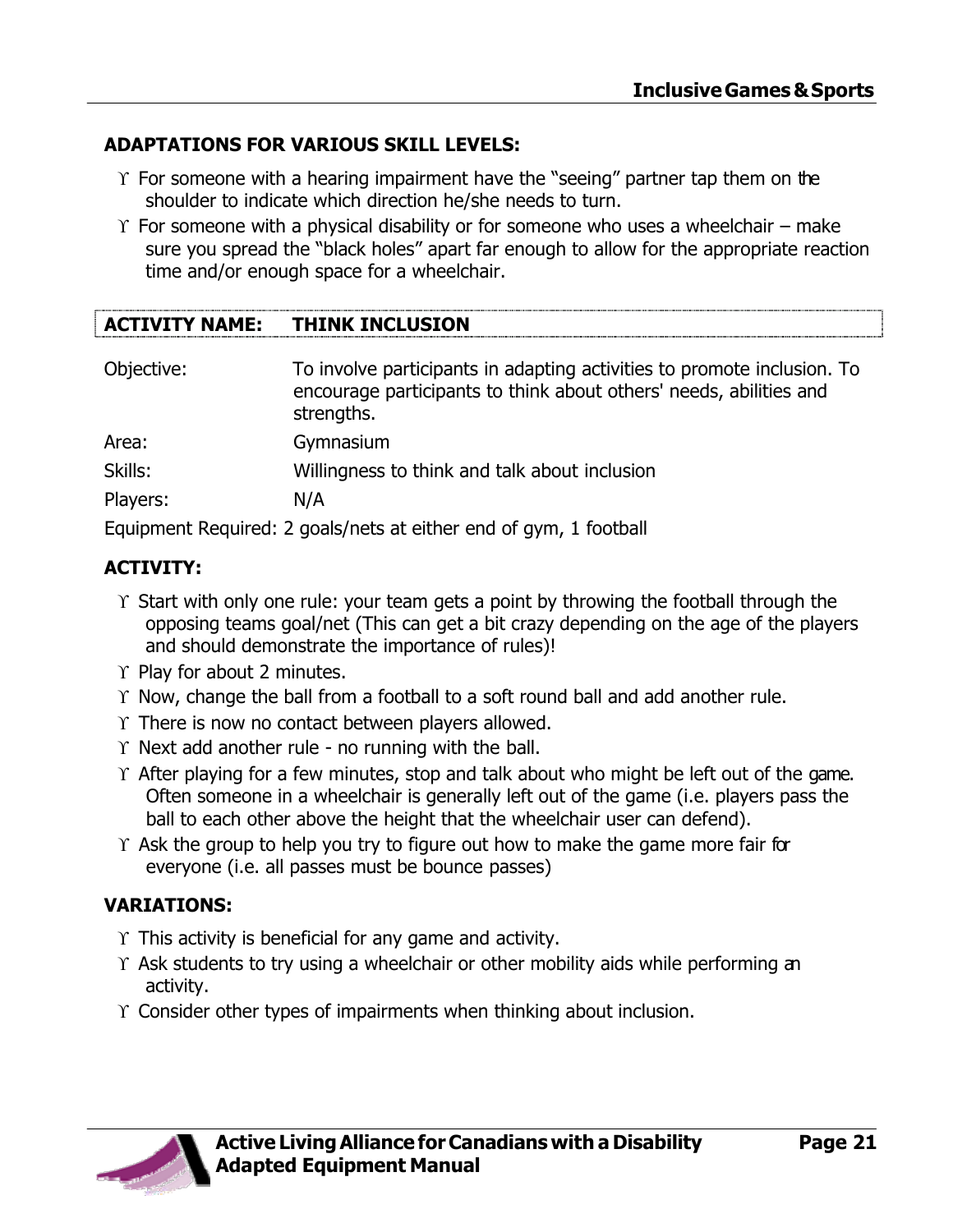**ADAPTATIONS FOR VARIOUS SKILL LEVELS:**

- For someone with a hearing impairment have the "seeing" partner tap them on the shoulder to indicate which direction he/she needs to turn.
- For someone with a physical disability or for someone who uses a wheelchair – make sure you spread the "black holes" apart far enough to allow for the appropriate reaction time and/or enough space for a wheelchair.

| **ACTIVITY NAME:** | **THINK INCLUSION** |
|---|---|

| | |
|---|---|
| Objective: | To involve participants in adapting activities to promote inclusion. To encourage participants to think about others' needs, abilities and strengths. |
| Area: | Gymnasium |
| Skills: | Willingness to think and talk about inclusion |
| Players: | N/A |

Equipment Required: 2 goals/nets at either end of gym, 1 football

**ACTIVITY:**

- Start with only one rule: your team gets a point by throwing the football through the opposing teams goal/net (This can get a bit crazy depending on the age of the players and should demonstrate the importance of rules)!
- Play for about 2 minutes.
- Now, change the ball from a football to a soft round ball and add another rule.
- There is now no contact between players allowed.
- Next add another rule - no running with the ball.
- After playing for a few minutes, stop and talk about who might be left out of the game. Often someone in a wheelchair is generally left out of the game (i.e. players pass the ball to each other above the height that the wheelchair user can defend).
- Ask the group to help you try to figure out how to make the game more fair for everyone (i.e. all passes must be bounce passes)

**VARIATIONS:**

- This activity is beneficial for any game and activity.
- Ask students to try using a wheelchair or other mobility aids while performing an activity.
- Consider other types of impairments when thinking about inclusion.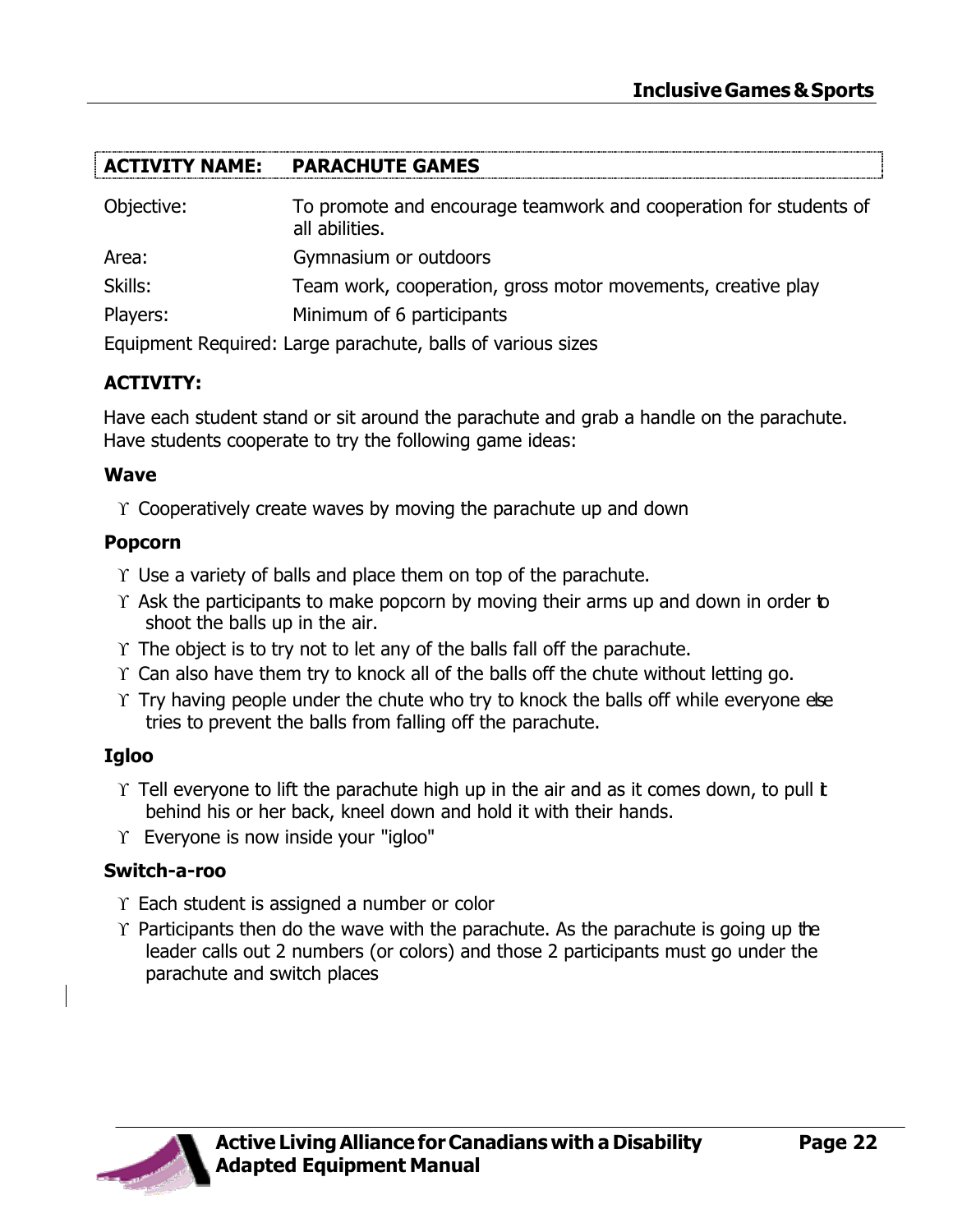| ACTIVITY NAME: | PARACHUTE GAMES |
|---|---|

| | |
|---|---|
| Objective: | To promote and encourage teamwork and cooperation for students of all abilities. |
| Area: | Gymnasium or outdoors |
| Skills: | Team work, cooperation, gross motor movements, creative play |
| Players: | Minimum of 6 participants |

Equipment Required: Large parachute, balls of various sizes

**ACTIVITY:**

Have each student stand or sit around the parachute and grab a handle on the parachute. Have students cooperate to try the following game ideas:

**Wave**

- Cooperatively create waves by moving the parachute up and down

**Popcorn**

- Use a variety of balls and place them on top of the parachute.
- Ask the participants to make popcorn by moving their arms up and down in order to shoot the balls up in the air.
- The object is to try not to let any of the balls fall off the parachute.
- Can also have them try to knock all of the balls off the chute without letting go.
- Try having people under the chute who try to knock the balls off while everyone else tries to prevent the balls from falling off the parachute.

**Igloo**

- Tell everyone to lift the parachute high up in the air and as it comes down, to pull it behind his or her back, kneel down and hold it with their hands.
- Everyone is now inside your "igloo"

**Switch-a-roo**

- Each student is assigned a number or color
- Participants then do the wave with the parachute. As the parachute is going up the leader calls out 2 numbers (or colors) and those 2 participants must go under the parachute and switch places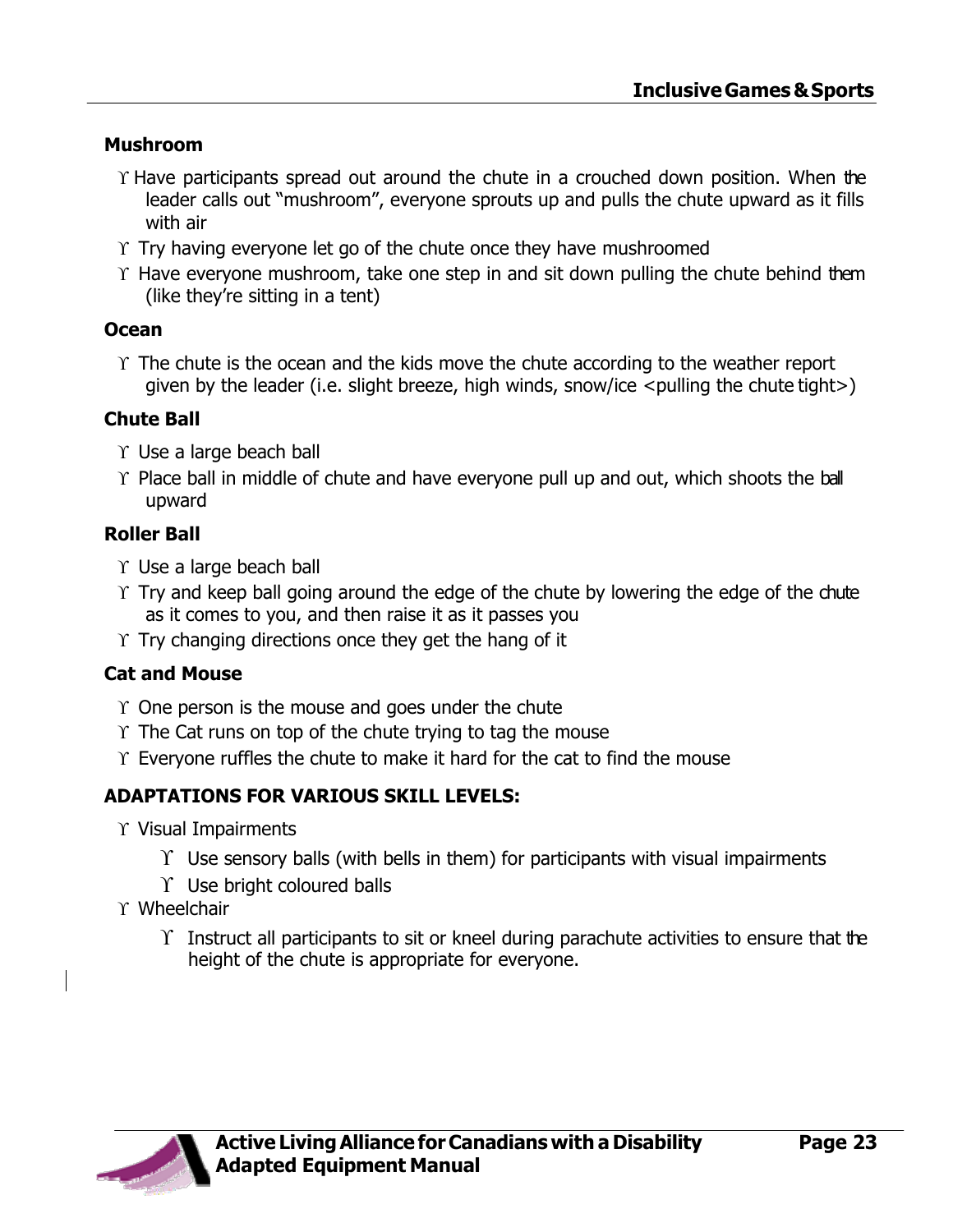### Mushroom

- Have participants spread out around the chute in a crouched down position. When the leader calls out "mushroom", everyone sprouts up and pulls the chute upward as it fills with air
- Try having everyone let go of the chute once they have mushroomed
- Have everyone mushroom, take one step in and sit down pulling the chute behind them (like they're sitting in a tent)

### Ocean

- The chute is the ocean and the kids move the chute according to the weather report given by the leader (i.e. slight breeze, high winds, snow/ice <pulling the chute tight>)

### Chute Ball

- Use a large beach ball
- Place ball in middle of chute and have everyone pull up and out, which shoots the ball upward

### Roller Ball

- Use a large beach ball
- Try and keep ball going around the edge of the chute by lowering the edge of the chute as it comes to you, and then raise it as it passes you
- Try changing directions once they get the hang of it

### Cat and Mouse

- One person is the mouse and goes under the chute
- The Cat runs on top of the chute trying to tag the mouse
- Everyone ruffles the chute to make it hard for the cat to find the mouse

### ADAPTATIONS FOR VARIOUS SKILL LEVELS:

- Visual Impairments
  - Use sensory balls (with bells in them) for participants with visual impairments
  - Use bright coloured balls
- Wheelchair
  - Instruct all participants to sit or kneel during parachute activities to ensure that the height of the chute is appropriate for everyone.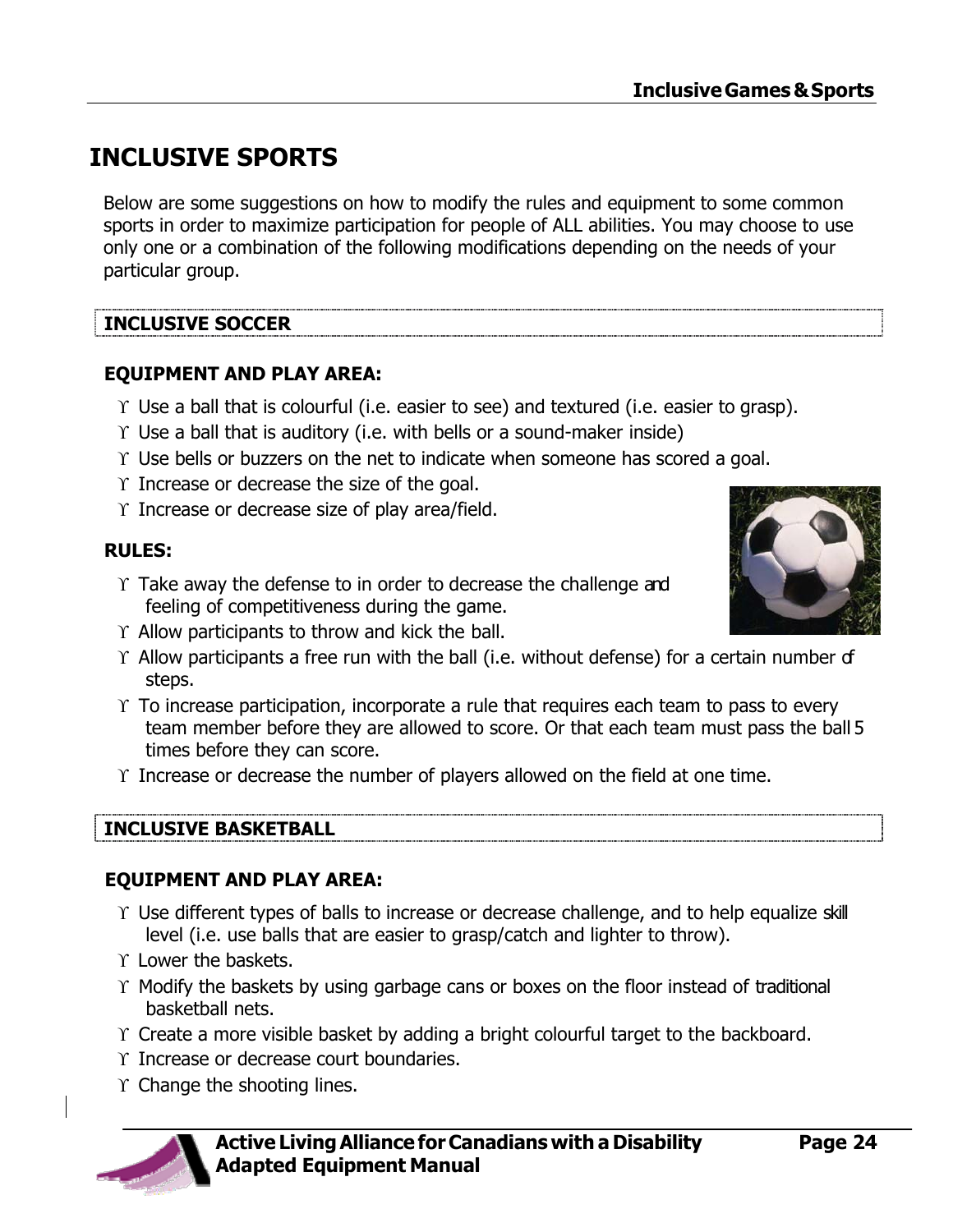# INCLUSIVE SPORTS

Below are some suggestions on how to modify the rules and equipment to some common sports in order to maximize participation for people of ALL abilities. You may choose to use only one or a combination of the following modifications depending on the needs of your particular group.

## INCLUSIVE SOCCER

### EQUIPMENT AND PLAY AREA:

- Use a ball that is colourful (i.e. easier to see) and textured (i.e. easier to grasp).
- Use a ball that is auditory (i.e. with bells or a sound-maker inside)
- Use bells or buzzers on the net to indicate when someone has scored a goal.
- Increase or decrease the size of the goal.
- Increase or decrease size of play area/field.

### RULES:

- Take away the defense to in order to decrease the challenge and feeling of competitiveness during the game.
- Allow participants to throw and kick the ball.
- Allow participants a free run with the ball (i.e. without defense) for a certain number of steps.
- To increase participation, incorporate a rule that requires each team to pass to every team member before they are allowed to score. Or that each team must pass the ball 5 times before they can score.
- Increase or decrease the number of players allowed on the field at one time.

## INCLUSIVE BASKETBALL

### EQUIPMENT AND PLAY AREA:

- Use different types of balls to increase or decrease challenge, and to help equalize skill level (i.e. use balls that are easier to grasp/catch and lighter to throw).
- Lower the baskets.
- Modify the baskets by using garbage cans or boxes on the floor instead of traditional basketball nets.
- Create a more visible basket by adding a bright colourful target to the backboard.
- Increase or decrease court boundaries.
- Change the shooting lines.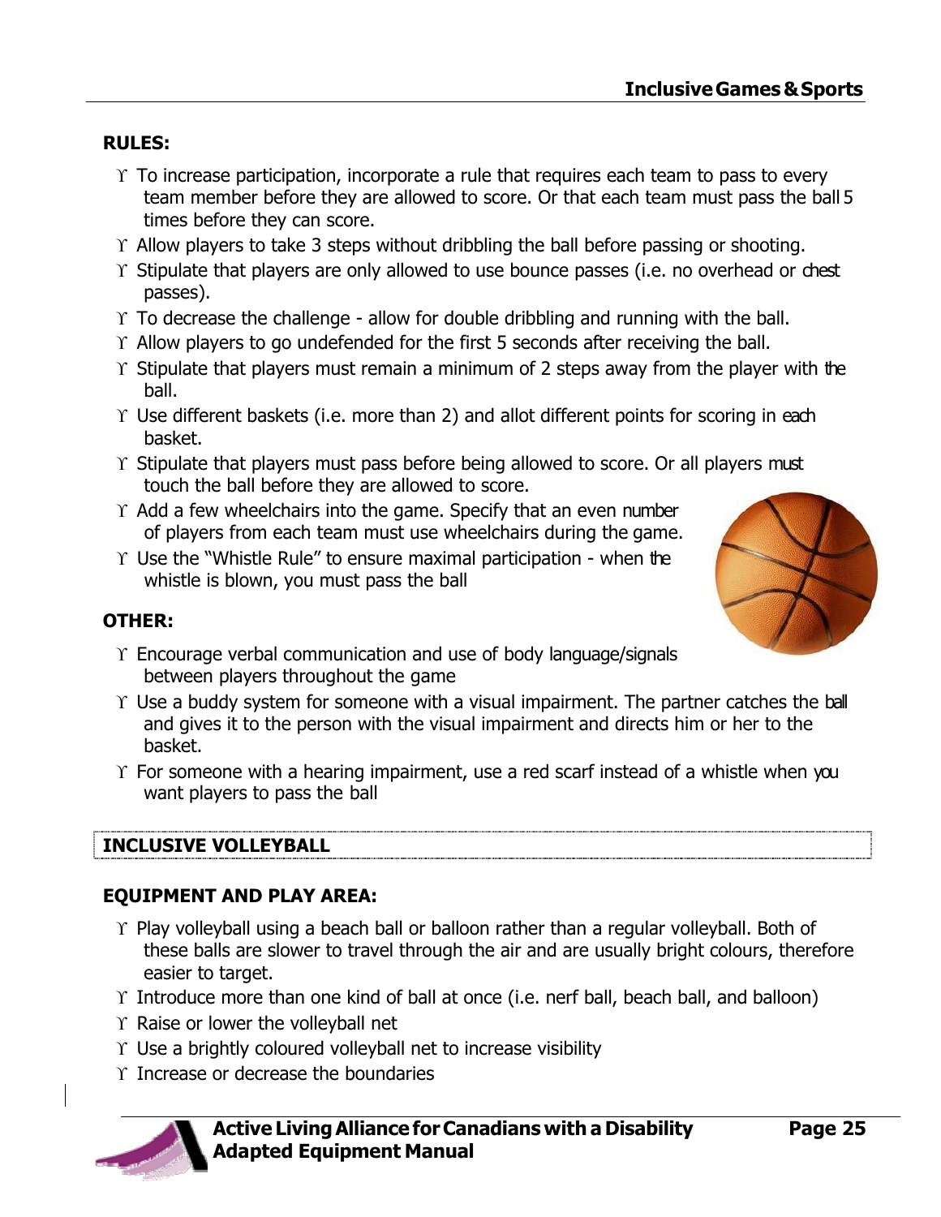**RULES:**

- To increase participation, incorporate a rule that requires each team to pass to every team member before they are allowed to score. Or that each team must pass the ball 5 times before they can score.
- Allow players to take 3 steps without dribbling the ball before passing or shooting.
- Stipulate that players are only allowed to use bounce passes (i.e. no overhead or chest passes).
- To decrease the challenge - allow for double dribbling and running with the ball.
- Allow players to go undefended for the first 5 seconds after receiving the ball.
- Stipulate that players must remain a minimum of 2 steps away from the player with the ball.
- Use different baskets (i.e. more than 2) and allot different points for scoring in each basket.
- Stipulate that players must pass before being allowed to score. Or all players must touch the ball before they are allowed to score.
- Add a few wheelchairs into the game. Specify that an even number of players from each team must use wheelchairs during the game.
- Use the "Whistle Rule" to ensure maximal participation - when the whistle is blown, you must pass the ball

**OTHER:**

- Encourage verbal communication and use of body language/signals between players throughout the game
- Use a buddy system for someone with a visual impairment. The partner catches the ball and gives it to the person with the visual impairment and directs him or her to the basket.
- For someone with a hearing impairment, use a red scarf instead of a whistle when you want players to pass the ball

## INCLUSIVE VOLLEYBALL

**EQUIPMENT AND PLAY AREA:**

- Play volleyball using a beach ball or balloon rather than a regular volleyball. Both of these balls are slower to travel through the air and are usually bright colours, therefore easier to target.
- Introduce more than one kind of ball at once (i.e. nerf ball, beach ball, and balloon)
- Raise or lower the volleyball net
- Use a brightly coloured volleyball net to increase visibility
- Increase or decrease the boundaries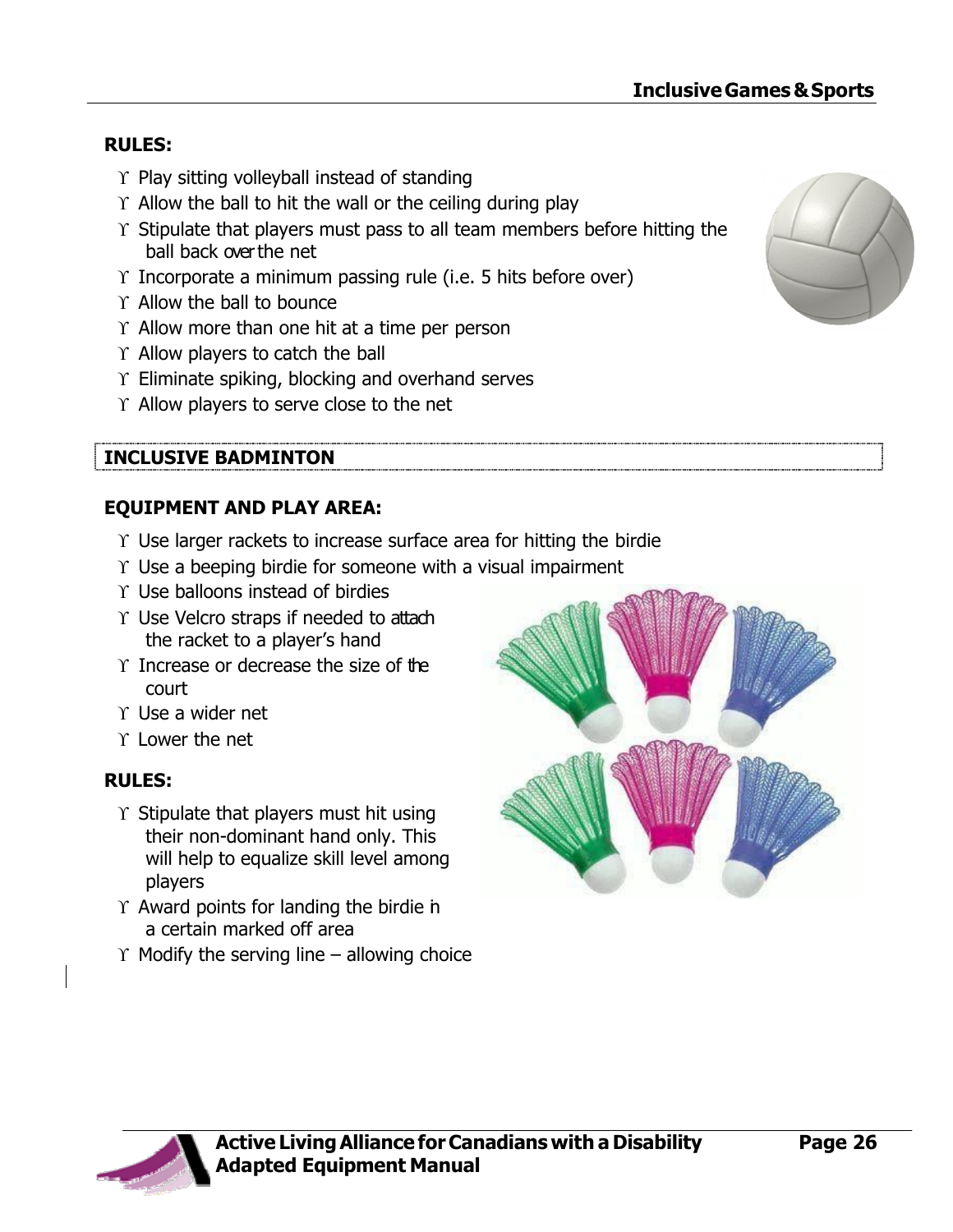**RULES:**

- Play sitting volleyball instead of standing
- Allow the ball to hit the wall or the ceiling during play
- Stipulate that players must pass to all team members before hitting the ball back over the net
- Incorporate a minimum passing rule (i.e. 5 hits before over)
- Allow the ball to bounce
- Allow more than one hit at a time per person
- Allow players to catch the ball
- Eliminate spiking, blocking and overhand serves
- Allow players to serve close to the net

## INCLUSIVE BADMINTON

**EQUIPMENT AND PLAY AREA:**

- Use larger rackets to increase surface area for hitting the birdie
- Use a beeping birdie for someone with a visual impairment
- Use balloons instead of birdies
- Use Velcro straps if needed to attach the racket to a player's hand
- Increase or decrease the size of the court
- Use a wider net
- Lower the net

**RULES:**

- Stipulate that players must hit using their non-dominant hand only. This will help to equalize skill level among players
- Award points for landing the birdie in a certain marked off area
- Modify the serving line – allowing choice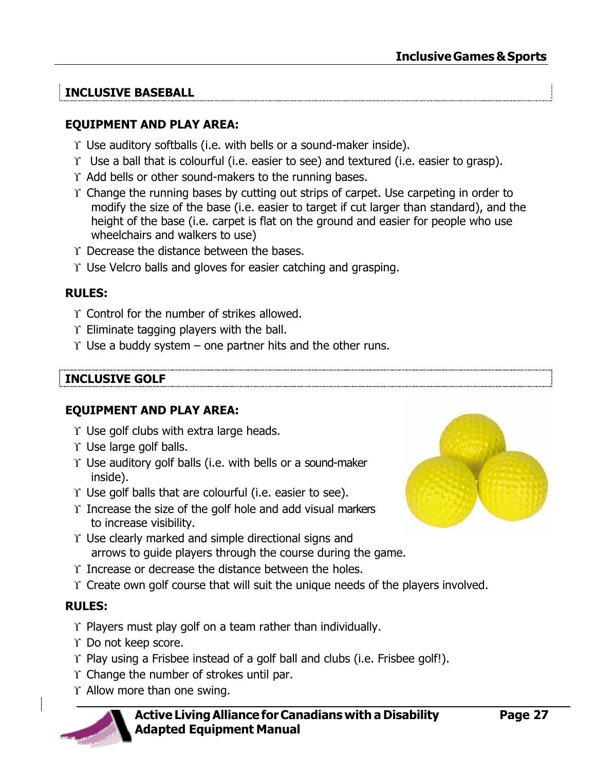## INCLUSIVE BASEBALL

### EQUIPMENT AND PLAY AREA:

- Use auditory softballs (i.e. with bells or a sound-maker inside).
- Use a ball that is colourful (i.e. easier to see) and textured (i.e. easier to grasp).
- Add bells or other sound-makers to the running bases.
- Change the running bases by cutting out strips of carpet. Use carpeting in order to modify the size of the base (i.e. easier to target if cut larger than standard), and the height of the base (i.e. carpet is flat on the ground and easier for people who use wheelchairs and walkers to use)
- Decrease the distance between the bases.
- Use Velcro balls and gloves for easier catching and grasping.

### RULES:

- Control for the number of strikes allowed.
- Eliminate tagging players with the ball.
- Use a buddy system – one partner hits and the other runs.

## INCLUSIVE GOLF

### EQUIPMENT AND PLAY AREA:

- Use golf clubs with extra large heads.
- Use large golf balls.
- Use auditory golf balls (i.e. with bells or a sound-maker inside).
- Use golf balls that are colourful (i.e. easier to see).
- Increase the size of the golf hole and add visual markers to increase visibility.
- Use clearly marked and simple directional signs and arrows to guide players through the course during the game.
- Increase or decrease the distance between the holes.
- Create own golf course that will suit the unique needs of the players involved.

### RULES:

- Players must play golf on a team rather than individually.
- Do not keep score.
- Play using a Frisbee instead of a golf ball and clubs (i.e. Frisbee golf!).
- Change the number of strokes until par.
- Allow more than one swing.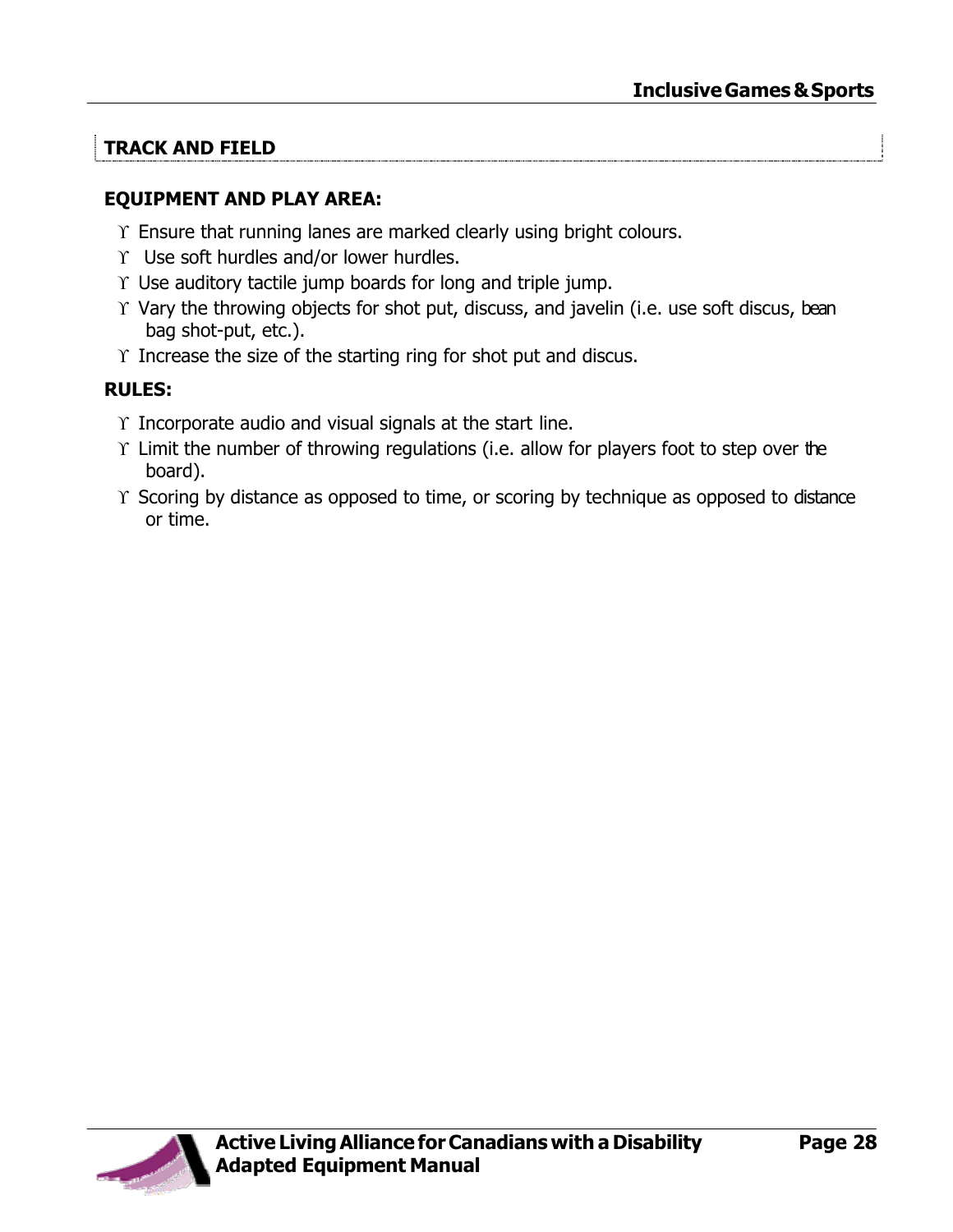## TRACK AND FIELD

### EQUIPMENT AND PLAY AREA:

- Ensure that running lanes are marked clearly using bright colours.
- Use soft hurdles and/or lower hurdles.
- Use auditory tactile jump boards for long and triple jump.
- Vary the throwing objects for shot put, discuss, and javelin (i.e. use soft discus, bean bag shot-put, etc.).
- Increase the size of the starting ring for shot put and discus.

### RULES:

- Incorporate audio and visual signals at the start line.
- Limit the number of throwing regulations (i.e. allow for players foot to step over the board).
- Scoring by distance as opposed to time, or scoring by technique as opposed to distance or time.